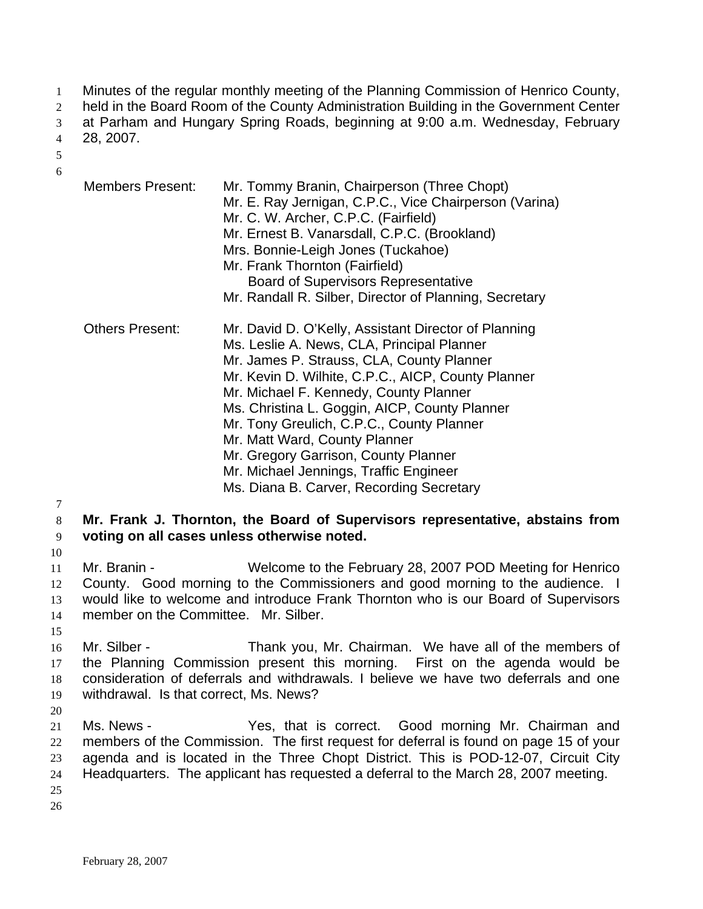Minutes of the regular monthly meeting of the Planning Commission of Henrico County, held in the Board Room of the County Administration Building in the Government Center at Parham and Hungary Spring Roads, beginning at 9:00 a.m. Wednesday, February 28, 2007.

| | |
|---|---|
| Members Present: | Mr. Tommy Branin, Chairperson (Three Chopt)<br>Mr. E. Ray Jernigan, C.P.C., Vice Chairperson (Varina)<br>Mr. C. W. Archer, C.P.C. (Fairfield)<br>Mr. Ernest B. Vanarsdall, C.P.C. (Brookland)<br>Mrs. Bonnie-Leigh Jones (Tuckahoe)<br>Mr. Frank Thornton (Fairfield)<br>Board of Supervisors Representative<br>Mr. Randall R. Silber, Director of Planning, Secretary |
| Others Present: | Mr. David D. O'Kelly, Assistant Director of Planning<br>Ms. Leslie A. News, CLA, Principal Planner<br>Mr. James P. Strauss, CLA, County Planner<br>Mr. Kevin D. Wilhite, C.P.C., AICP, County Planner<br>Mr. Michael F. Kennedy, County Planner<br>Ms. Christina L. Goggin, AICP, County Planner<br>Mr. Tony Greulich, C.P.C., County Planner<br>Mr. Matt Ward, County Planner<br>Mr. Gregory Garrison, County Planner<br>Mr. Michael Jennings, Traffic Engineer<br>Ms. Diana B. Carver, Recording Secretary |

**Mr. Frank J. Thornton, the Board of Supervisors representative, abstains from voting on all cases unless otherwise noted.**

Mr. Branin - Welcome to the February 28, 2007 POD Meeting for Henrico County. Good morning to the Commissioners and good morning to the audience. I would like to welcome and introduce Frank Thornton who is our Board of Supervisors member on the Committee. Mr. Silber.

Mr. Silber - Thank you, Mr. Chairman. We have all of the members of the Planning Commission present this morning. First on the agenda would be consideration of deferrals and withdrawals. I believe we have two deferrals and one withdrawal. Is that correct, Ms. News?

Ms. News - Yes, that is correct. Good morning Mr. Chairman and members of the Commission. The first request for deferral is found on page 15 of your agenda and is located in the Three Chopt District. This is POD-12-07, Circuit City Headquarters. The applicant has requested a deferral to the March 28, 2007 meeting.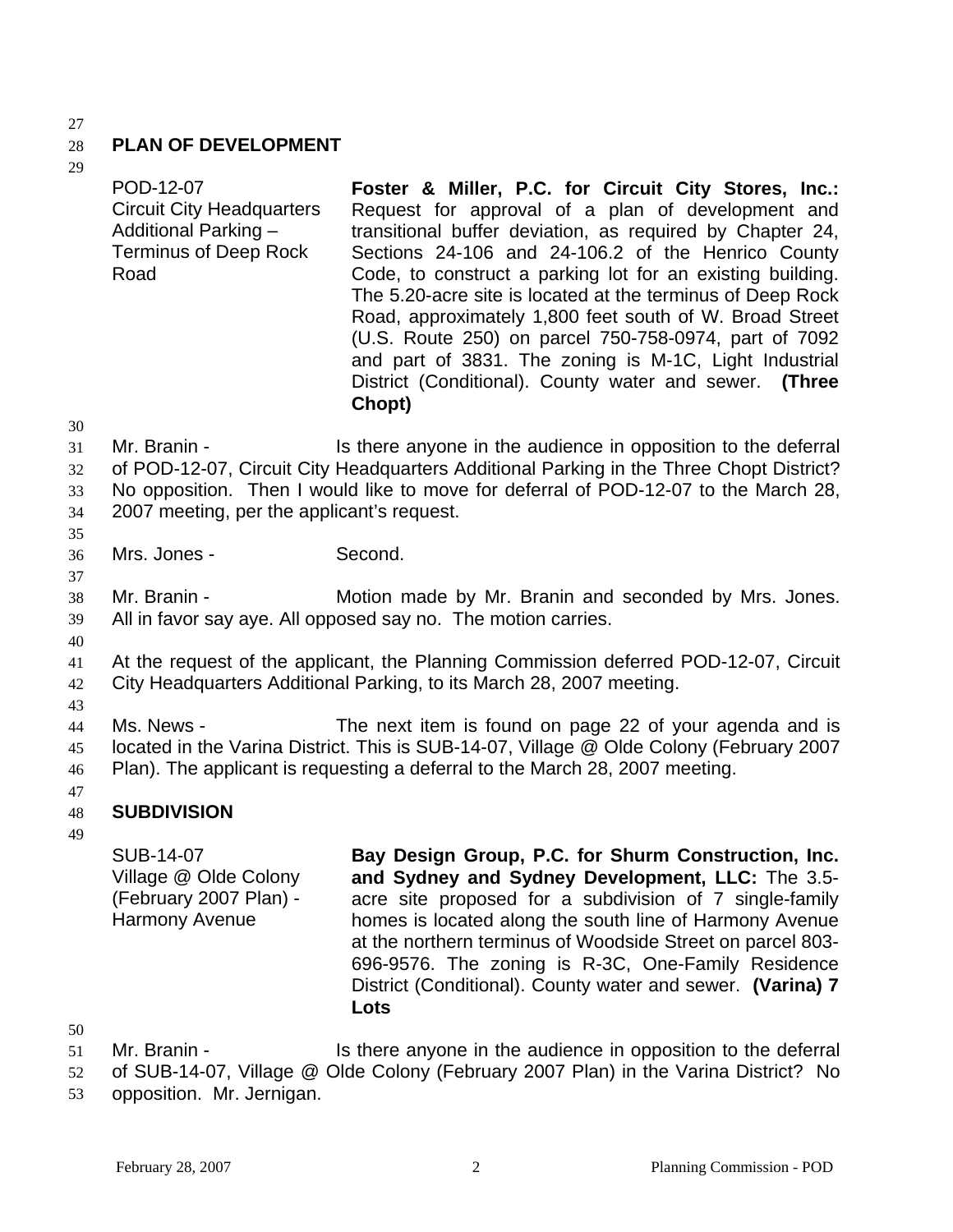## PLAN OF DEVELOPMENT

| | |
|---|---|
| POD-12-07<br>Circuit City Headquarters Additional Parking – Terminus of Deep Rock Road | **Foster & Miller, P.C. for Circuit City Stores, Inc.:** Request for approval of a plan of development and transitional buffer deviation, as required by Chapter 24, Sections 24-106 and 24-106.2 of the Henrico County Code, to construct a parking lot for an existing building. The 5.20-acre site is located at the terminus of Deep Rock Road, approximately 1,800 feet south of W. Broad Street (U.S. Route 250) on parcel 750-758-0974, part of 7092 and part of 3831. The zoning is M-1C, Light Industrial District (Conditional). County water and sewer. **(Three Chopt)** |

Mr. Branin - Is there anyone in the audience in opposition to the deferral of POD-12-07, Circuit City Headquarters Additional Parking in the Three Chopt District? No opposition. Then I would like to move for deferral of POD-12-07 to the March 28, 2007 meeting, per the applicant's request.

Mrs. Jones - Second.

Mr. Branin - Motion made by Mr. Branin and seconded by Mrs. Jones. All in favor say aye. All opposed say no. The motion carries.

At the request of the applicant, the Planning Commission deferred POD-12-07, Circuit City Headquarters Additional Parking, to its March 28, 2007 meeting.

Ms. News - The next item is found on page 22 of your agenda and is located in the Varina District. This is SUB-14-07, Village @ Olde Colony (February 2007 Plan). The applicant is requesting a deferral to the March 28, 2007 meeting.

## SUBDIVISION

| | |
|---|---|
| SUB-14-07<br>Village @ Olde Colony (February 2007 Plan) - Harmony Avenue | **Bay Design Group, P.C. for Shurm Construction, Inc. and Sydney and Sydney Development, LLC:** The 3.5-acre site proposed for a subdivision of 7 single-family homes is located along the south line of Harmony Avenue at the northern terminus of Woodside Street on parcel 803-696-9576. The zoning is R-3C, One-Family Residence District (Conditional). County water and sewer. **(Varina) 7 Lots** |

Mr. Branin - Is there anyone in the audience in opposition to the deferral of SUB-14-07, Village @ Olde Colony (February 2007 Plan) in the Varina District? No opposition. Mr. Jernigan.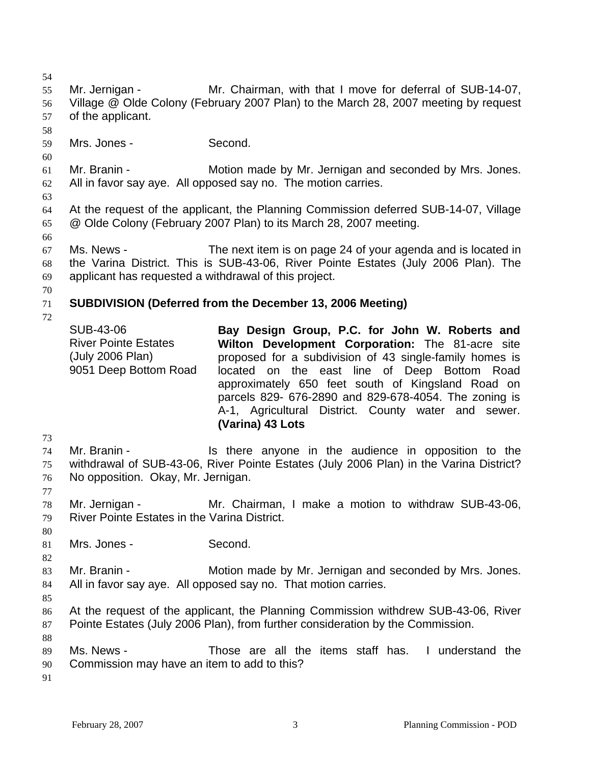Mr. Jernigan - Mr. Chairman, with that I move for deferral of SUB-14-07, Village @ Olde Colony (February 2007 Plan) to the March 28, 2007 meeting by request of the applicant.

Mrs. Jones - Second.

Mr. Branin - Motion made by Mr. Jernigan and seconded by Mrs. Jones. All in favor say aye. All opposed say no. The motion carries.

At the request of the applicant, the Planning Commission deferred SUB-14-07, Village @ Olde Colony (February 2007 Plan) to its March 28, 2007 meeting.

Ms. News - The next item is on page 24 of your agenda and is located in the Varina District. This is SUB-43-06, River Pointe Estates (July 2006 Plan). The applicant has requested a withdrawal of this project.

**SUBDIVISION (Deferred from the December 13, 2006 Meeting)**

| | |
|---|---|
| SUB-43-06<br>River Pointe Estates<br>(July 2006 Plan)<br>9051 Deep Bottom Road | **Bay Design Group, P.C. for John W. Roberts and Wilton Development Corporation:** The 81-acre site proposed for a subdivision of 43 single-family homes is located on the east line of Deep Bottom Road approximately 650 feet south of Kingsland Road on parcels 829- 676-2890 and 829-678-4054. The zoning is A-1, Agricultural District. County water and sewer. **(Varina) 43 Lots** |

Mr. Branin - Is there anyone in the audience in opposition to the withdrawal of SUB-43-06, River Pointe Estates (July 2006 Plan) in the Varina District? No opposition. Okay, Mr. Jernigan.

Mr. Jernigan - Mr. Chairman, I make a motion to withdraw SUB-43-06, River Pointe Estates in the Varina District.

Mrs. Jones - Second.

Mr. Branin - Motion made by Mr. Jernigan and seconded by Mrs. Jones. All in favor say aye. All opposed say no. That motion carries.

At the request of the applicant, the Planning Commission withdrew SUB-43-06, River Pointe Estates (July 2006 Plan), from further consideration by the Commission.

Ms. News - Those are all the items staff has. I understand the Commission may have an item to add to this?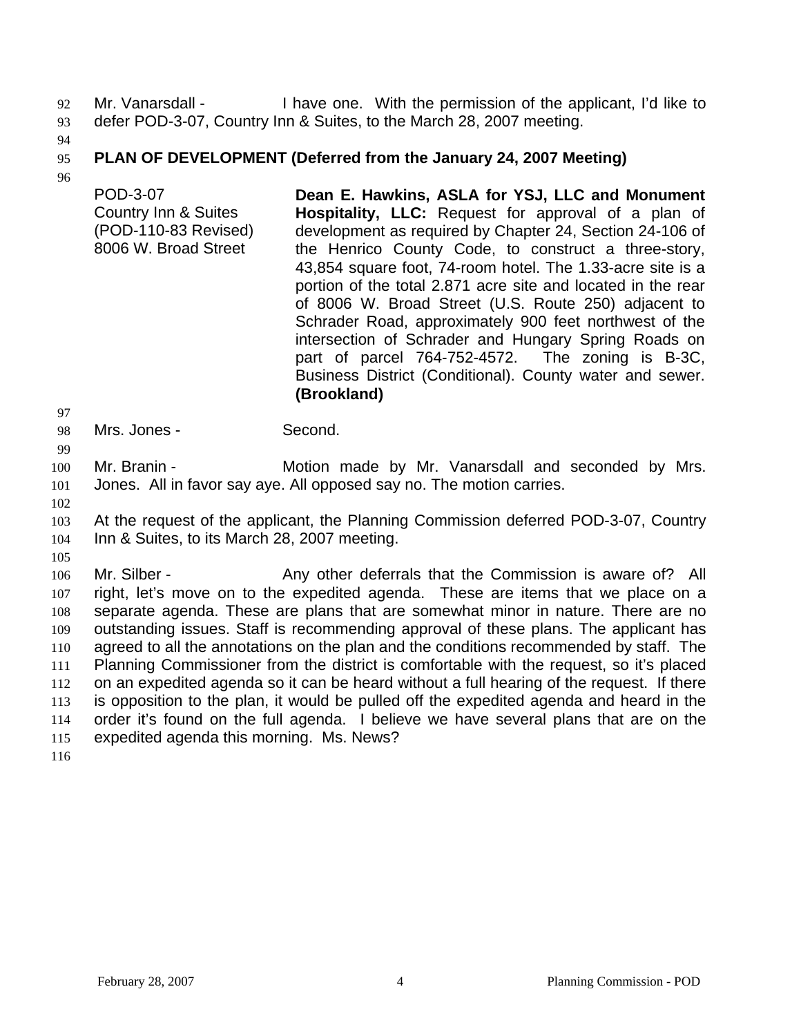Mr. Vanarsdall - I have one. With the permission of the applicant, I'd like to defer POD-3-07, Country Inn & Suites, to the March 28, 2007 meeting.

**PLAN OF DEVELOPMENT (Deferred from the January 24, 2007 Meeting)**

| | |
|---|---|
| POD-3-07<br>Country Inn & Suites<br>(POD-110-83 Revised)<br>8006 W. Broad Street | **Dean E. Hawkins, ASLA for YSJ, LLC and Monument Hospitality, LLC:** Request for approval of a plan of development as required by Chapter 24, Section 24-106 of the Henrico County Code, to construct a three-story, 43,854 square foot, 74-room hotel. The 1.33-acre site is a portion of the total 2.871 acre site and located in the rear of 8006 W. Broad Street (U.S. Route 250) adjacent to Schrader Road, approximately 900 feet northwest of the intersection of Schrader and Hungary Spring Roads on part of parcel 764-752-4572. The zoning is B-3C, Business District (Conditional). County water and sewer. **(Brookland)** |

Mrs. Jones - Second.

Mr. Branin - Motion made by Mr. Vanarsdall and seconded by Mrs. Jones. All in favor say aye. All opposed say no. The motion carries.

At the request of the applicant, the Planning Commission deferred POD-3-07, Country Inn & Suites, to its March 28, 2007 meeting.

Mr. Silber - Any other deferrals that the Commission is aware of? All right, let's move on to the expedited agenda. These are items that we place on a separate agenda. These are plans that are somewhat minor in nature. There are no outstanding issues. Staff is recommending approval of these plans. The applicant has agreed to all the annotations on the plan and the conditions recommended by staff. The Planning Commissioner from the district is comfortable with the request, so it's placed on an expedited agenda so it can be heard without a full hearing of the request. If there is opposition to the plan, it would be pulled off the expedited agenda and heard in the order it's found on the full agenda. I believe we have several plans that are on the expedited agenda this morning. Ms. News?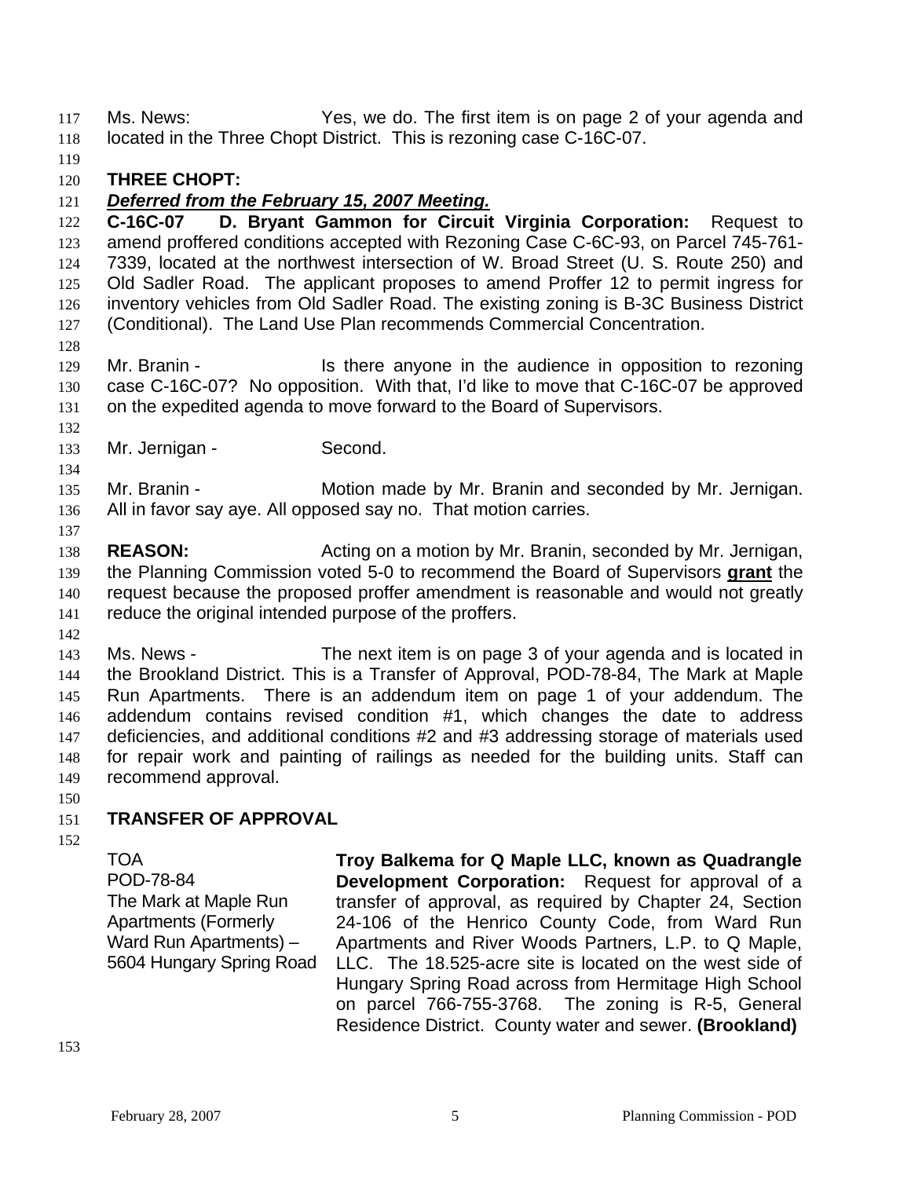Ms. News: Yes, we do. The first item is on page 2 of your agenda and located in the Three Chopt District. This is rezoning case C-16C-07.

**THREE CHOPT:**

***Deferred from the February 15, 2007 Meeting.***

**C-16C-07 D. Bryant Gammon for Circuit Virginia Corporation:** Request to amend proffered conditions accepted with Rezoning Case C-6C-93, on Parcel 745-761-7339, located at the northwest intersection of W. Broad Street (U. S. Route 250) and Old Sadler Road. The applicant proposes to amend Proffer 12 to permit ingress for inventory vehicles from Old Sadler Road. The existing zoning is B-3C Business District (Conditional). The Land Use Plan recommends Commercial Concentration.

Mr. Branin - Is there anyone in the audience in opposition to rezoning case C-16C-07? No opposition. With that, I'd like to move that C-16C-07 be approved on the expedited agenda to move forward to the Board of Supervisors.

Mr. Jernigan - Second.

Mr. Branin - Motion made by Mr. Branin and seconded by Mr. Jernigan. All in favor say aye. All opposed say no. That motion carries.

**REASON:** Acting on a motion by Mr. Branin, seconded by Mr. Jernigan, the Planning Commission voted 5-0 to recommend the Board of Supervisors **grant** the request because the proposed proffer amendment is reasonable and would not greatly reduce the original intended purpose of the proffers.

Ms. News - The next item is on page 3 of your agenda and is located in the Brookland District. This is a Transfer of Approval, POD-78-84, The Mark at Maple Run Apartments. There is an addendum item on page 1 of your addendum. The addendum contains revised condition #1, which changes the date to address deficiencies, and additional conditions #2 and #3 addressing storage of materials used for repair work and painting of railings as needed for the building units. Staff can recommend approval.

**TRANSFER OF APPROVAL**

| | |
|---|---|
| TOA<br>POD-78-84<br>The Mark at Maple Run Apartments (Formerly Ward Run Apartments) – 5604 Hungary Spring Road | **Troy Balkema for Q Maple LLC, known as Quadrangle Development Corporation:** Request for approval of a transfer of approval, as required by Chapter 24, Section 24-106 of the Henrico County Code, from Ward Run Apartments and River Woods Partners, L.P. to Q Maple, LLC. The 18.525-acre site is located on the west side of Hungary Spring Road across from Hermitage High School on parcel 766-755-3768. The zoning is R-5, General Residence District. County water and sewer. **(Brookland)** |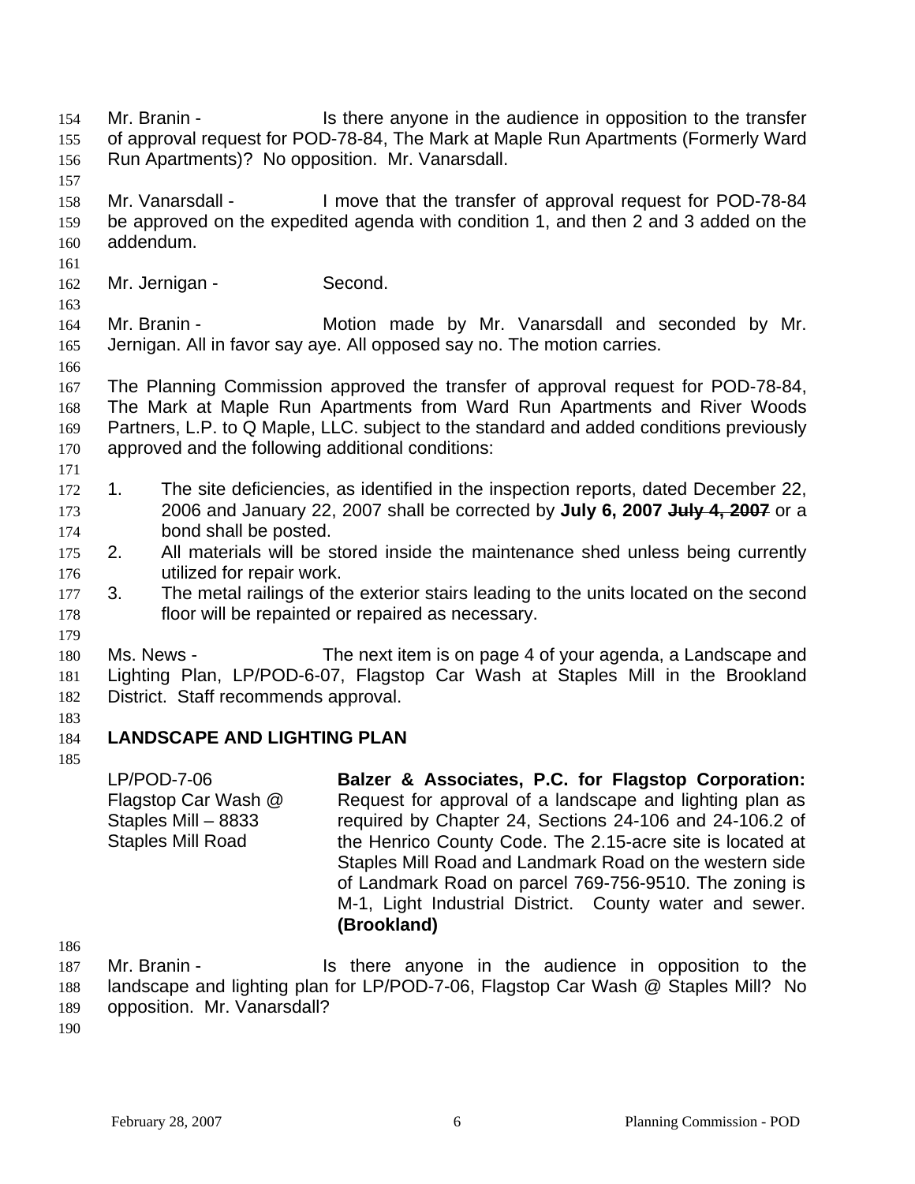Mr. Branin - Is there anyone in the audience in opposition to the transfer of approval request for POD-78-84, The Mark at Maple Run Apartments (Formerly Ward Run Apartments)? No opposition. Mr. Vanarsdall.

Mr. Vanarsdall - I move that the transfer of approval request for POD-78-84 be approved on the expedited agenda with condition 1, and then 2 and 3 added on the addendum.

Mr. Jernigan - Second.

Mr. Branin - Motion made by Mr. Vanarsdall and seconded by Mr. Jernigan. All in favor say aye. All opposed say no. The motion carries.

The Planning Commission approved the transfer of approval request for POD-78-84, The Mark at Maple Run Apartments from Ward Run Apartments and River Woods Partners, L.P. to Q Maple, LLC. subject to the standard and added conditions previously approved and the following additional conditions:

1. The site deficiencies, as identified in the inspection reports, dated December 22, 2006 and January 22, 2007 shall be corrected by **July 6, 2007** ~~**July 4, 2007**~~ or a bond shall be posted.
2. All materials will be stored inside the maintenance shed unless being currently utilized for repair work.
3. The metal railings of the exterior stairs leading to the units located on the second floor will be repainted or repaired as necessary.

Ms. News - The next item is on page 4 of your agenda, a Landscape and Lighting Plan, LP/POD-6-07, Flagstop Car Wash at Staples Mill in the Brookland District. Staff recommends approval.

## LANDSCAPE AND LIGHTING PLAN

| | |
|---|---|
| LP/POD-7-06<br>Flagstop Car Wash @<br>Staples Mill – 8833<br>Staples Mill Road | **Balzer & Associates, P.C. for Flagstop Corporation:** Request for approval of a landscape and lighting plan as required by Chapter 24, Sections 24-106 and 24-106.2 of the Henrico County Code. The 2.15-acre site is located at Staples Mill Road and Landmark Road on the western side of Landmark Road on parcel 769-756-9510. The zoning is M-1, Light Industrial District. County water and sewer. **(Brookland)** |

Mr. Branin - Is there anyone in the audience in opposition to the landscape and lighting plan for LP/POD-7-06, Flagstop Car Wash @ Staples Mill? No opposition. Mr. Vanarsdall?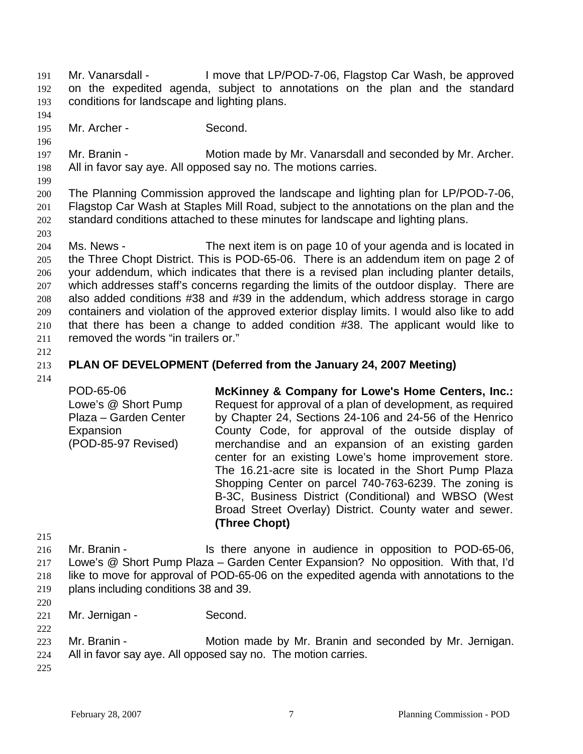Mr. Vanarsdall - I move that LP/POD-7-06, Flagstop Car Wash, be approved on the expedited agenda, subject to annotations on the plan and the standard conditions for landscape and lighting plans.

Mr. Archer - Second.

Mr. Branin - Motion made by Mr. Vanarsdall and seconded by Mr. Archer. All in favor say aye. All opposed say no. The motions carries.

The Planning Commission approved the landscape and lighting plan for LP/POD-7-06, Flagstop Car Wash at Staples Mill Road, subject to the annotations on the plan and the standard conditions attached to these minutes for landscape and lighting plans.

Ms. News - The next item is on page 10 of your agenda and is located in the Three Chopt District. This is POD-65-06. There is an addendum item on page 2 of your addendum, which indicates that there is a revised plan including planter details, which addresses staff's concerns regarding the limits of the outdoor display. There are also added conditions #38 and #39 in the addendum, which address storage in cargo containers and violation of the approved exterior display limits. I would also like to add that there has been a change to added condition #38. The applicant would like to removed the words "in trailers or."

**PLAN OF DEVELOPMENT (Deferred from the January 24, 2007 Meeting)**

| | |
|---|---|
| POD-65-06<br>Lowe's @ Short Pump Plaza – Garden Center Expansion<br>(POD-85-97 Revised) | **McKinney & Company for Lowe's Home Centers, Inc.:** Request for approval of a plan of development, as required by Chapter 24, Sections 24-106 and 24-56 of the Henrico County Code, for approval of the outside display of merchandise and an expansion of an existing garden center for an existing Lowe's home improvement store. The 16.21-acre site is located in the Short Pump Plaza Shopping Center on parcel 740-763-6239. The zoning is B-3C, Business District (Conditional) and WBSO (West Broad Street Overlay) District. County water and sewer. **(Three Chopt)** |

Mr. Branin - Is there anyone in audience in opposition to POD-65-06, Lowe's @ Short Pump Plaza – Garden Center Expansion? No opposition. With that, I'd like to move for approval of POD-65-06 on the expedited agenda with annotations to the plans including conditions 38 and 39.

Mr. Jernigan - Second.

Mr. Branin - Motion made by Mr. Branin and seconded by Mr. Jernigan. All in favor say aye. All opposed say no. The motion carries.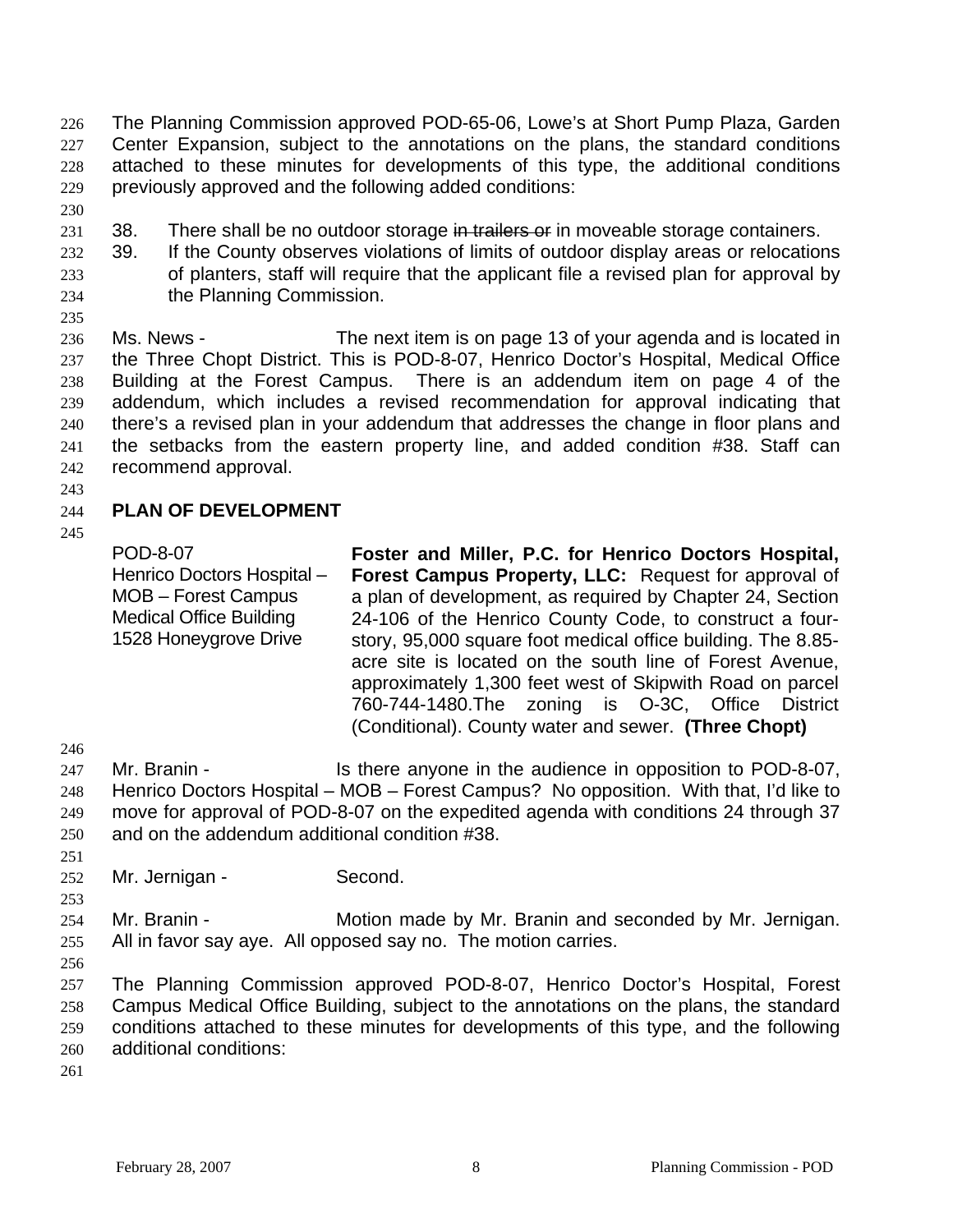The Planning Commission approved POD-65-06, Lowe's at Short Pump Plaza, Garden Center Expansion, subject to the annotations on the plans, the standard conditions attached to these minutes for developments of this type, the additional conditions previously approved and the following added conditions:

38. There shall be no outdoor storage ~~in trailers or~~ in moveable storage containers.
39. If the County observes violations of limits of outdoor display areas or relocations of planters, staff will require that the applicant file a revised plan for approval by the Planning Commission.

Ms. News - The next item is on page 13 of your agenda and is located in the Three Chopt District. This is POD-8-07, Henrico Doctor's Hospital, Medical Office Building at the Forest Campus. There is an addendum item on page 4 of the addendum, which includes a revised recommendation for approval indicating that there's a revised plan in your addendum that addresses the change in floor plans and the setbacks from the eastern property line, and added condition #38. Staff can recommend approval.

## PLAN OF DEVELOPMENT

| | |
|---|---|
| POD-8-07<br>Henrico Doctors Hospital – MOB – Forest Campus Medical Office Building<br>1528 Honeygrove Drive | **Foster and Miller, P.C. for Henrico Doctors Hospital, Forest Campus Property, LLC:** Request for approval of a plan of development, as required by Chapter 24, Section 24-106 of the Henrico County Code, to construct a four-story, 95,000 square foot medical office building. The 8.85-acre site is located on the south line of Forest Avenue, approximately 1,300 feet west of Skipwith Road on parcel 760-744-1480.The zoning is O-3C, Office District (Conditional). County water and sewer. **(Three Chopt)** |

Mr. Branin - Is there anyone in the audience in opposition to POD-8-07, Henrico Doctors Hospital – MOB – Forest Campus? No opposition. With that, I'd like to move for approval of POD-8-07 on the expedited agenda with conditions 24 through 37 and on the addendum additional condition #38.

Mr. Jernigan - Second.

Mr. Branin - Motion made by Mr. Branin and seconded by Mr. Jernigan. All in favor say aye. All opposed say no. The motion carries.

The Planning Commission approved POD-8-07, Henrico Doctor's Hospital, Forest Campus Medical Office Building, subject to the annotations on the plans, the standard conditions attached to these minutes for developments of this type, and the following additional conditions: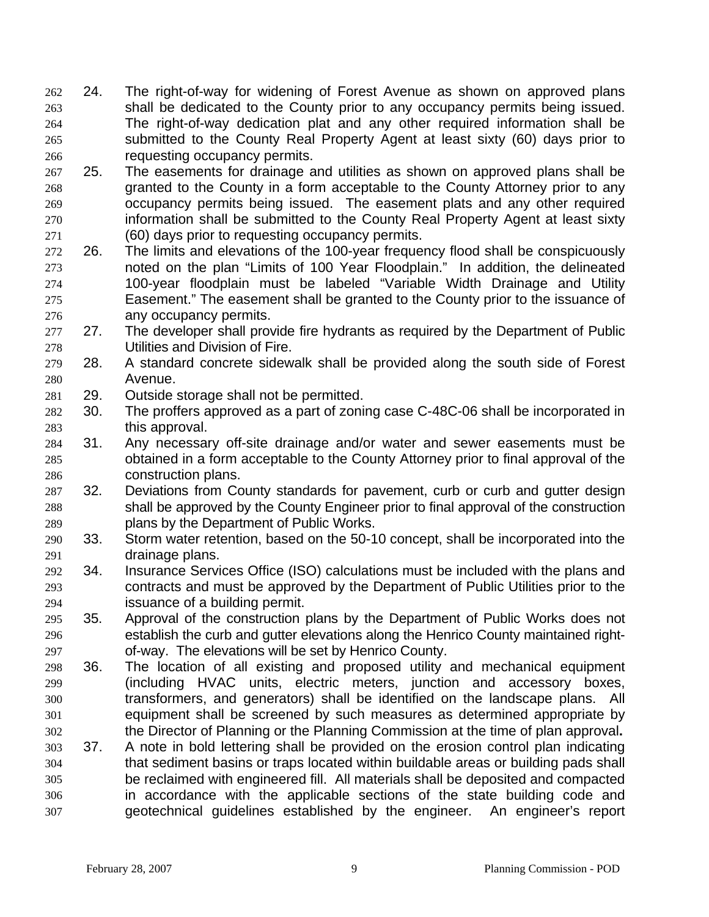24. The right-of-way for widening of Forest Avenue as shown on approved plans shall be dedicated to the County prior to any occupancy permits being issued. The right-of-way dedication plat and any other required information shall be submitted to the County Real Property Agent at least sixty (60) days prior to requesting occupancy permits.
25. The easements for drainage and utilities as shown on approved plans shall be granted to the County in a form acceptable to the County Attorney prior to any occupancy permits being issued. The easement plats and any other required information shall be submitted to the County Real Property Agent at least sixty (60) days prior to requesting occupancy permits.
26. The limits and elevations of the 100-year frequency flood shall be conspicuously noted on the plan "Limits of 100 Year Floodplain." In addition, the delineated 100-year floodplain must be labeled "Variable Width Drainage and Utility Easement." The easement shall be granted to the County prior to the issuance of any occupancy permits.
27. The developer shall provide fire hydrants as required by the Department of Public Utilities and Division of Fire.
28. A standard concrete sidewalk shall be provided along the south side of Forest Avenue.
29. Outside storage shall not be permitted.
30. The proffers approved as a part of zoning case C-48C-06 shall be incorporated in this approval.
31. Any necessary off-site drainage and/or water and sewer easements must be obtained in a form acceptable to the County Attorney prior to final approval of the construction plans.
32. Deviations from County standards for pavement, curb or curb and gutter design shall be approved by the County Engineer prior to final approval of the construction plans by the Department of Public Works.
33. Storm water retention, based on the 50-10 concept, shall be incorporated into the drainage plans.
34. Insurance Services Office (ISO) calculations must be included with the plans and contracts and must be approved by the Department of Public Utilities prior to the issuance of a building permit.
35. Approval of the construction plans by the Department of Public Works does not establish the curb and gutter elevations along the Henrico County maintained right-of-way. The elevations will be set by Henrico County.
36. The location of all existing and proposed utility and mechanical equipment (including HVAC units, electric meters, junction and accessory boxes, transformers, and generators) shall be identified on the landscape plans. All equipment shall be screened by such measures as determined appropriate by the Director of Planning or the Planning Commission at the time of plan approval.
37. A note in bold lettering shall be provided on the erosion control plan indicating that sediment basins or traps located within buildable areas or building pads shall be reclaimed with engineered fill. All materials shall be deposited and compacted in accordance with the applicable sections of the state building code and geotechnical guidelines established by the engineer. An engineer's report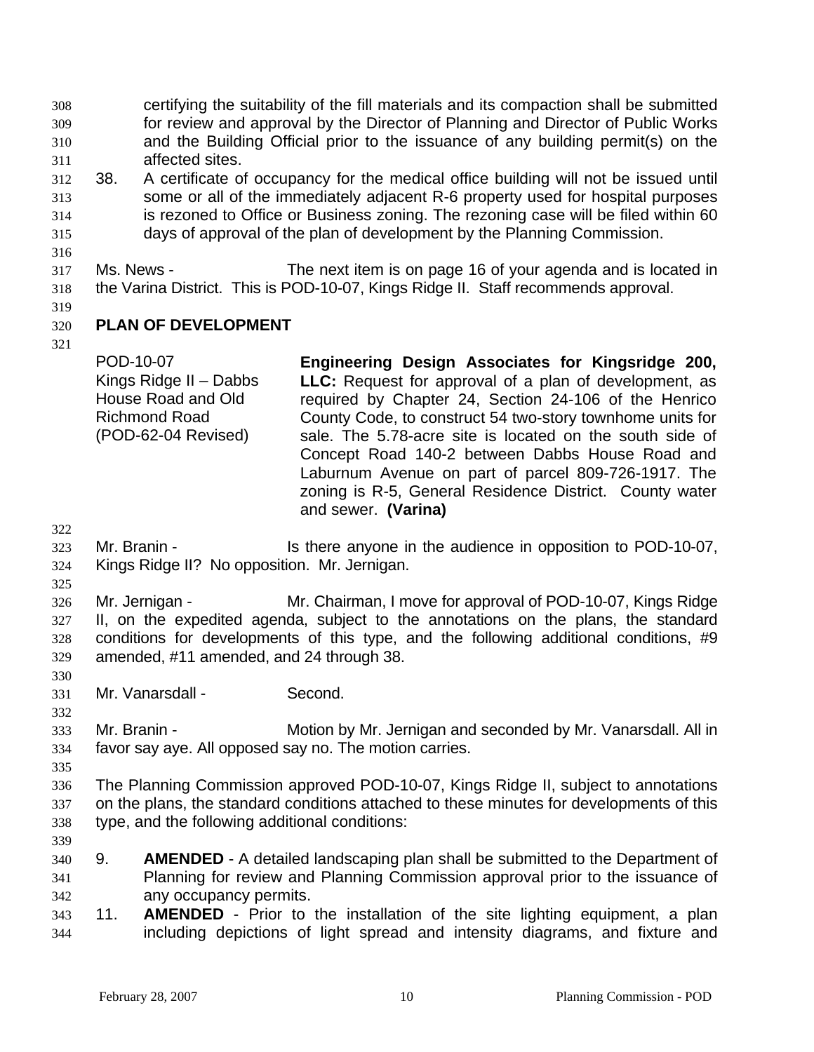certifying the suitability of the fill materials and its compaction shall be submitted for review and approval by the Director of Planning and Director of Public Works and the Building Official prior to the issuance of any building permit(s) on the affected sites.

38. A certificate of occupancy for the medical office building will not be issued until some or all of the immediately adjacent R-6 property used for hospital purposes is rezoned to Office or Business zoning. The rezoning case will be filed within 60 days of approval of the plan of development by the Planning Commission.

Ms. News - The next item is on page 16 of your agenda and is located in the Varina District. This is POD-10-07, Kings Ridge II. Staff recommends approval.

**PLAN OF DEVELOPMENT**

| | |
|---|---|
| POD-10-07<br>Kings Ridge II – Dabbs House Road and Old Richmond Road<br>(POD-62-04 Revised) | **Engineering Design Associates for Kingsridge 200, LLC:** Request for approval of a plan of development, as required by Chapter 24, Section 24-106 of the Henrico County Code, to construct 54 two-story townhome units for sale. The 5.78-acre site is located on the south side of Concept Road 140-2 between Dabbs House Road and Laburnum Avenue on part of parcel 809-726-1917. The zoning is R-5, General Residence District. County water and sewer. **(Varina)** |

Mr. Branin - Is there anyone in the audience in opposition to POD-10-07, Kings Ridge II? No opposition. Mr. Jernigan.

Mr. Jernigan - Mr. Chairman, I move for approval of POD-10-07, Kings Ridge II, on the expedited agenda, subject to the annotations on the plans, the standard conditions for developments of this type, and the following additional conditions, #9 amended, #11 amended, and 24 through 38.

Mr. Vanarsdall - Second.

Mr. Branin - Motion by Mr. Jernigan and seconded by Mr. Vanarsdall. All in favor say aye. All opposed say no. The motion carries.

The Planning Commission approved POD-10-07, Kings Ridge II, subject to annotations on the plans, the standard conditions attached to these minutes for developments of this type, and the following additional conditions:

9. **AMENDED** - A detailed landscaping plan shall be submitted to the Department of Planning for review and Planning Commission approval prior to the issuance of any occupancy permits.

11. **AMENDED** - Prior to the installation of the site lighting equipment, a plan including depictions of light spread and intensity diagrams, and fixture and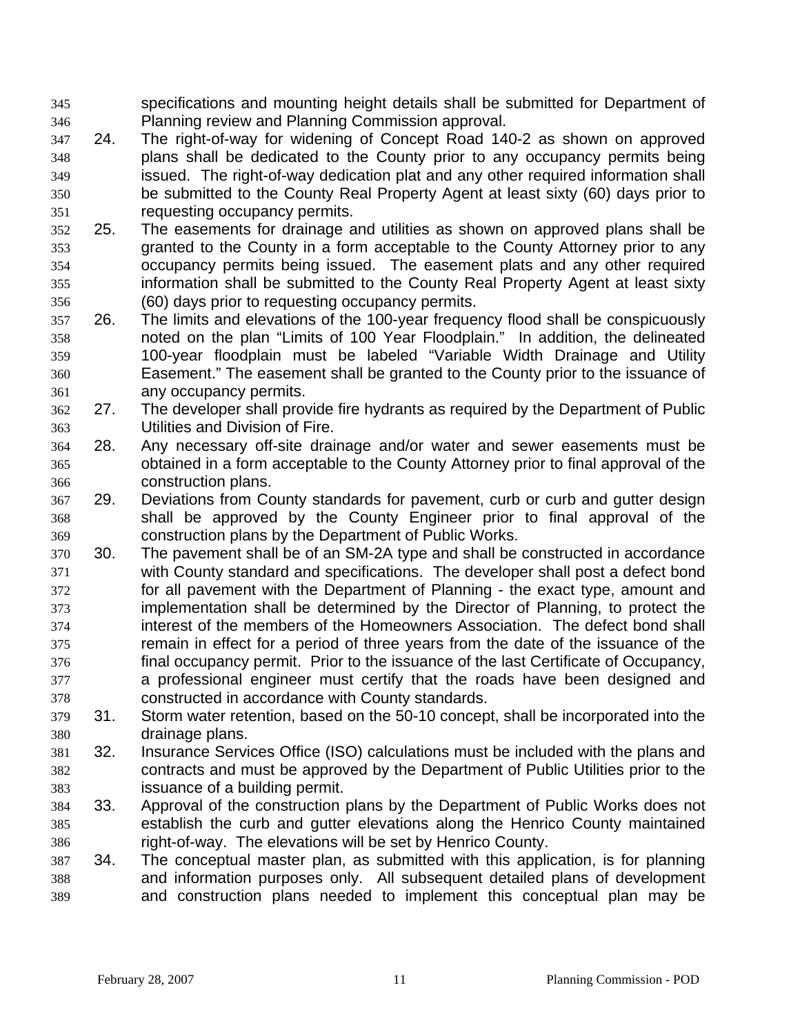specifications and mounting height details shall be submitted for Department of Planning review and Planning Commission approval.

24. The right-of-way for widening of Concept Road 140-2 as shown on approved plans shall be dedicated to the County prior to any occupancy permits being issued. The right-of-way dedication plat and any other required information shall be submitted to the County Real Property Agent at least sixty (60) days prior to requesting occupancy permits.
25. The easements for drainage and utilities as shown on approved plans shall be granted to the County in a form acceptable to the County Attorney prior to any occupancy permits being issued. The easement plats and any other required information shall be submitted to the County Real Property Agent at least sixty (60) days prior to requesting occupancy permits.
26. The limits and elevations of the 100-year frequency flood shall be conspicuously noted on the plan "Limits of 100 Year Floodplain." In addition, the delineated 100-year floodplain must be labeled "Variable Width Drainage and Utility Easement." The easement shall be granted to the County prior to the issuance of any occupancy permits.
27. The developer shall provide fire hydrants as required by the Department of Public Utilities and Division of Fire.
28. Any necessary off-site drainage and/or water and sewer easements must be obtained in a form acceptable to the County Attorney prior to final approval of the construction plans.
29. Deviations from County standards for pavement, curb or curb and gutter design shall be approved by the County Engineer prior to final approval of the construction plans by the Department of Public Works.
30. The pavement shall be of an SM-2A type and shall be constructed in accordance with County standard and specifications. The developer shall post a defect bond for all pavement with the Department of Planning - the exact type, amount and implementation shall be determined by the Director of Planning, to protect the interest of the members of the Homeowners Association. The defect bond shall remain in effect for a period of three years from the date of the issuance of the final occupancy permit. Prior to the issuance of the last Certificate of Occupancy, a professional engineer must certify that the roads have been designed and constructed in accordance with County standards.
31. Storm water retention, based on the 50-10 concept, shall be incorporated into the drainage plans.
32. Insurance Services Office (ISO) calculations must be included with the plans and contracts and must be approved by the Department of Public Utilities prior to the issuance of a building permit.
33. Approval of the construction plans by the Department of Public Works does not establish the curb and gutter elevations along the Henrico County maintained right-of-way. The elevations will be set by Henrico County.
34. The conceptual master plan, as submitted with this application, is for planning and information purposes only. All subsequent detailed plans of development and construction plans needed to implement this conceptual plan may be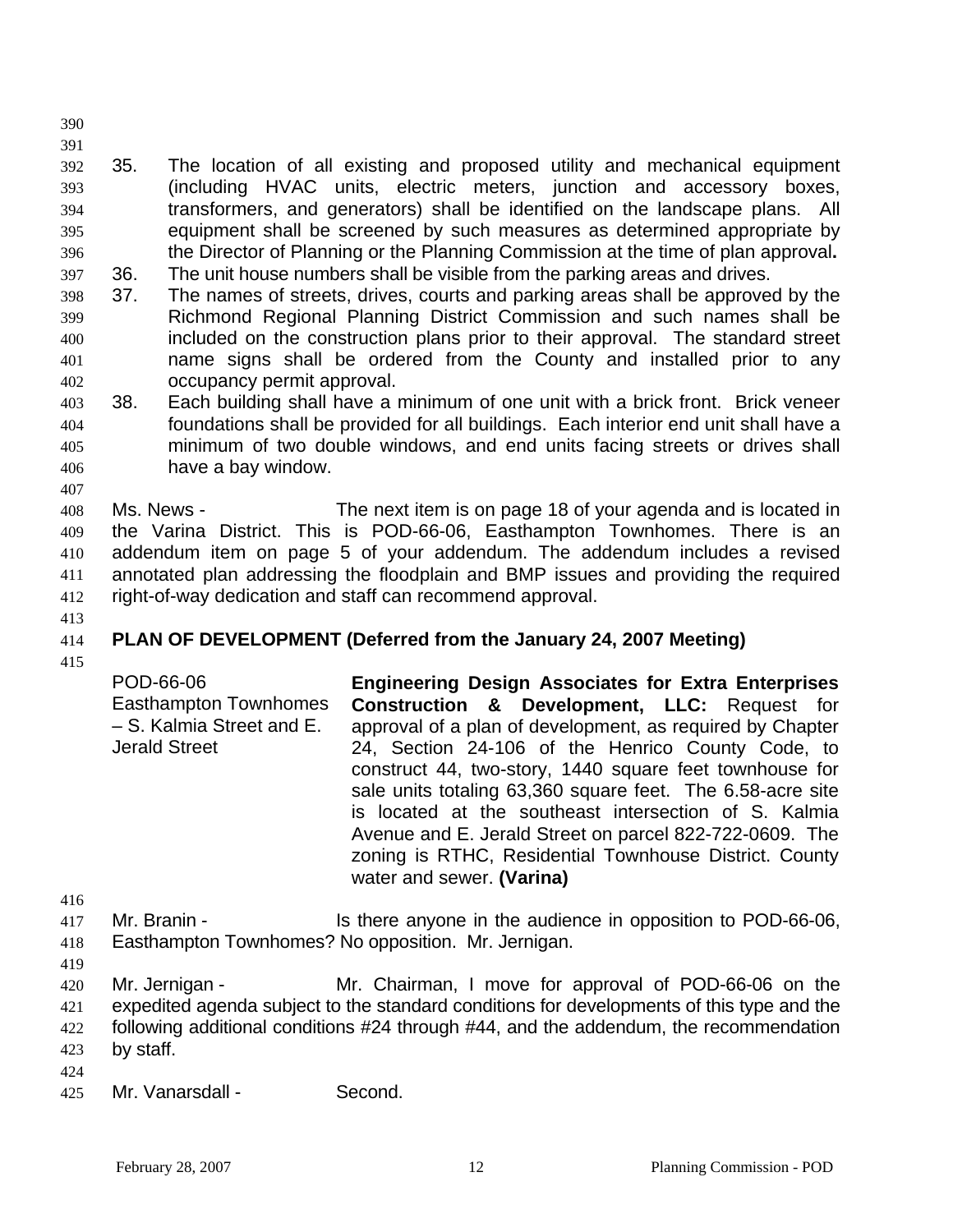35. The location of all existing and proposed utility and mechanical equipment (including HVAC units, electric meters, junction and accessory boxes, transformers, and generators) shall be identified on the landscape plans. All equipment shall be screened by such measures as determined appropriate by the Director of Planning or the Planning Commission at the time of plan approval**.**
36. The unit house numbers shall be visible from the parking areas and drives.
37. The names of streets, drives, courts and parking areas shall be approved by the Richmond Regional Planning District Commission and such names shall be included on the construction plans prior to their approval. The standard street name signs shall be ordered from the County and installed prior to any occupancy permit approval.
38. Each building shall have a minimum of one unit with a brick front. Brick veneer foundations shall be provided for all buildings. Each interior end unit shall have a minimum of two double windows, and end units facing streets or drives shall have a bay window.

Ms. News - The next item is on page 18 of your agenda and is located in the Varina District. This is POD-66-06, Easthampton Townhomes. There is an addendum item on page 5 of your addendum. The addendum includes a revised annotated plan addressing the floodplain and BMP issues and providing the required right-of-way dedication and staff can recommend approval.

**PLAN OF DEVELOPMENT (Deferred from the January 24, 2007 Meeting)**

POD-66-06
Easthampton Townhomes – S. Kalmia Street and E. Jerald Street

**Engineering Design Associates for Extra Enterprises Construction & Development, LLC:** Request for approval of a plan of development, as required by Chapter 24, Section 24-106 of the Henrico County Code, to construct 44, two-story, 1440 square feet townhouse for sale units totaling 63,360 square feet. The 6.58-acre site is located at the southeast intersection of S. Kalmia Avenue and E. Jerald Street on parcel 822-722-0609. The zoning is RTHC, Residential Townhouse District. County water and sewer. **(Varina)**

Mr. Branin - Is there anyone in the audience in opposition to POD-66-06, Easthampton Townhomes? No opposition. Mr. Jernigan.

Mr. Jernigan - Mr. Chairman, I move for approval of POD-66-06 on the expedited agenda subject to the standard conditions for developments of this type and the following additional conditions #24 through #44, and the addendum, the recommendation by staff.

Mr. Vanarsdall - Second.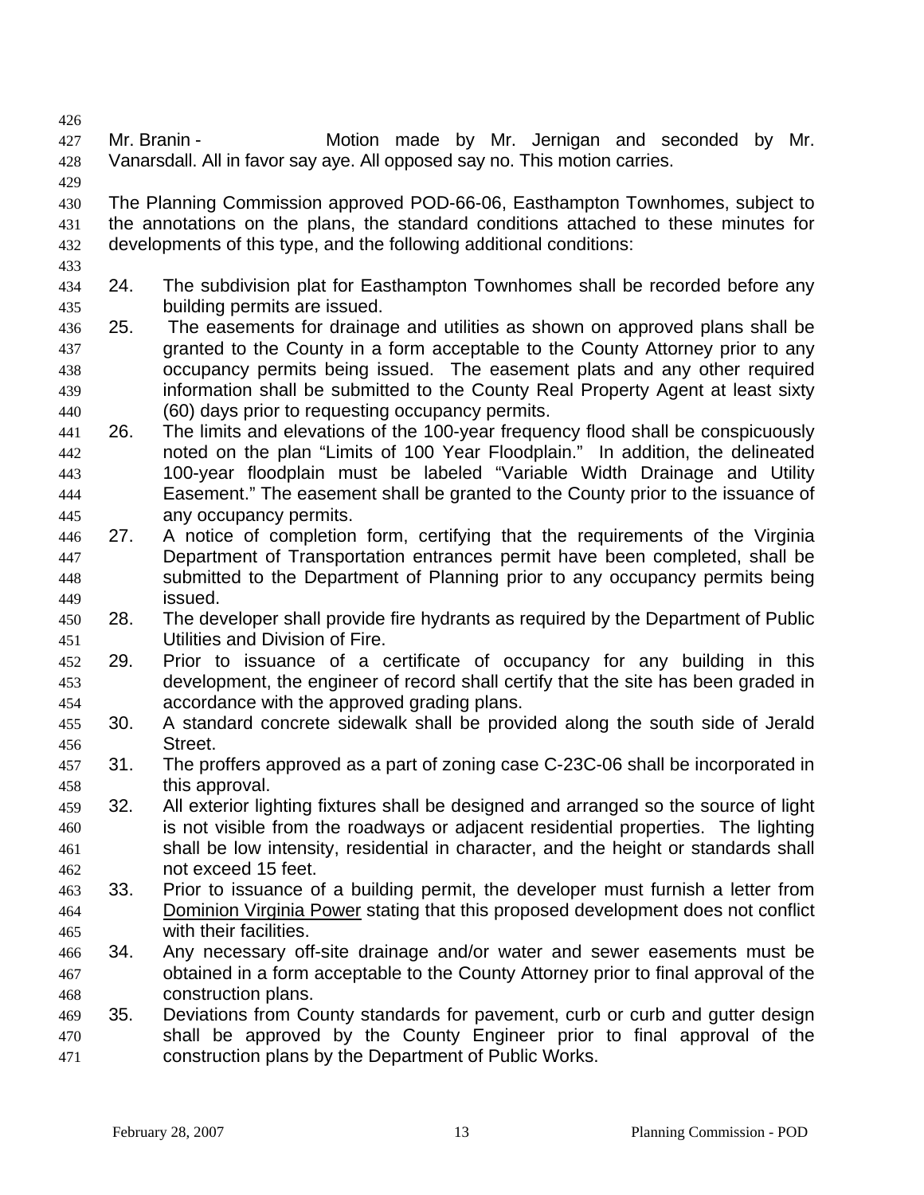Mr. Branin - Motion made by Mr. Jernigan and seconded by Mr. Vanarsdall. All in favor say aye. All opposed say no. This motion carries.

The Planning Commission approved POD-66-06, Easthampton Townhomes, subject to the annotations on the plans, the standard conditions attached to these minutes for developments of this type, and the following additional conditions:

24. The subdivision plat for Easthampton Townhomes shall be recorded before any building permits are issued.
25. The easements for drainage and utilities as shown on approved plans shall be granted to the County in a form acceptable to the County Attorney prior to any occupancy permits being issued. The easement plats and any other required information shall be submitted to the County Real Property Agent at least sixty (60) days prior to requesting occupancy permits.
26. The limits and elevations of the 100-year frequency flood shall be conspicuously noted on the plan "Limits of 100 Year Floodplain." In addition, the delineated 100-year floodplain must be labeled "Variable Width Drainage and Utility Easement." The easement shall be granted to the County prior to the issuance of any occupancy permits.
27. A notice of completion form, certifying that the requirements of the Virginia Department of Transportation entrances permit have been completed, shall be submitted to the Department of Planning prior to any occupancy permits being issued.
28. The developer shall provide fire hydrants as required by the Department of Public Utilities and Division of Fire.
29. Prior to issuance of a certificate of occupancy for any building in this development, the engineer of record shall certify that the site has been graded in accordance with the approved grading plans.
30. A standard concrete sidewalk shall be provided along the south side of Jerald Street.
31. The proffers approved as a part of zoning case C-23C-06 shall be incorporated in this approval.
32. All exterior lighting fixtures shall be designed and arranged so the source of light is not visible from the roadways or adjacent residential properties. The lighting shall be low intensity, residential in character, and the height or standards shall not exceed 15 feet.
33. Prior to issuance of a building permit, the developer must furnish a letter from Dominion Virginia Power stating that this proposed development does not conflict with their facilities.
34. Any necessary off-site drainage and/or water and sewer easements must be obtained in a form acceptable to the County Attorney prior to final approval of the construction plans.
35. Deviations from County standards for pavement, curb or curb and gutter design shall be approved by the County Engineer prior to final approval of the construction plans by the Department of Public Works.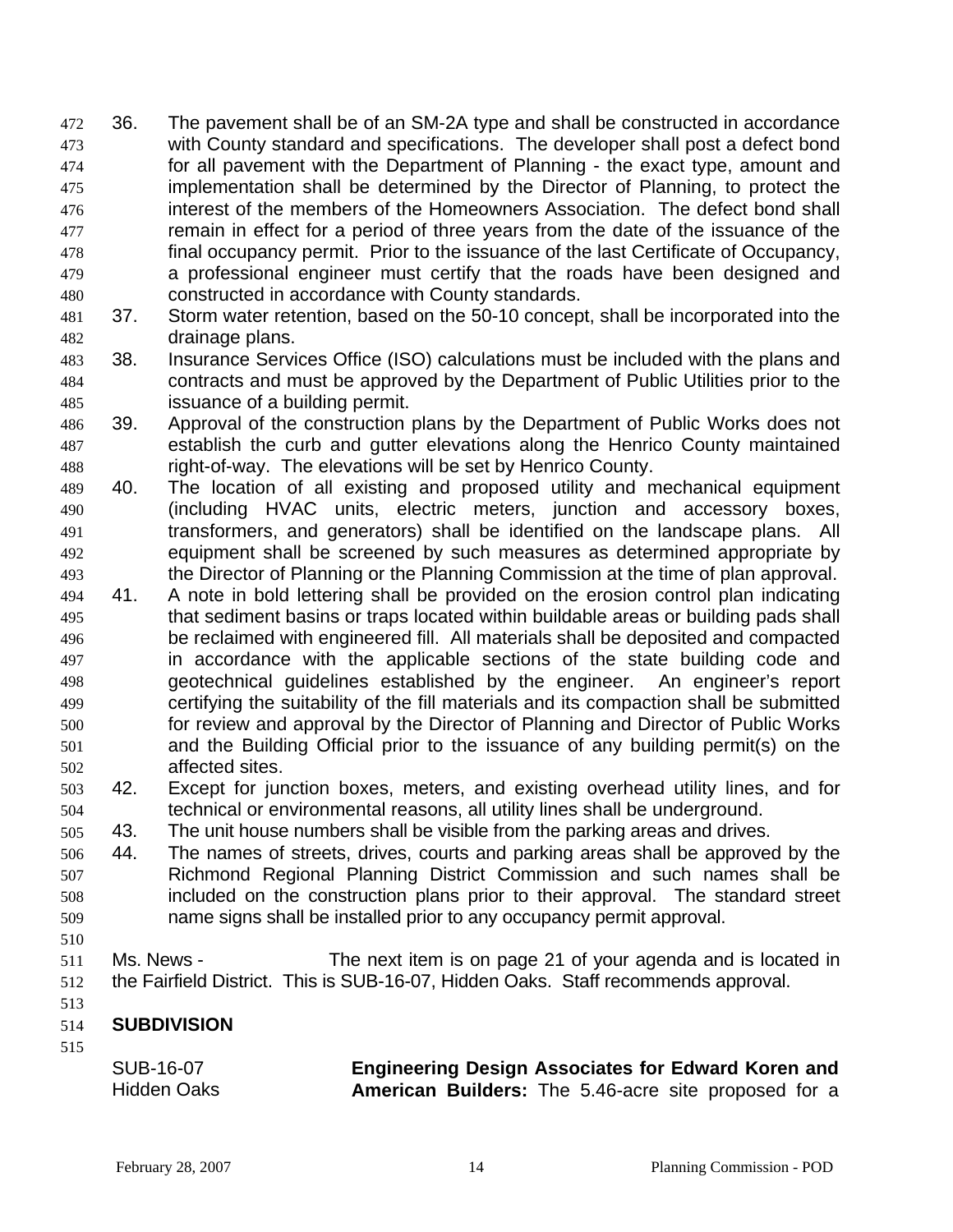36. The pavement shall be of an SM-2A type and shall be constructed in accordance with County standard and specifications. The developer shall post a defect bond for all pavement with the Department of Planning - the exact type, amount and implementation shall be determined by the Director of Planning, to protect the interest of the members of the Homeowners Association. The defect bond shall remain in effect for a period of three years from the date of the issuance of the final occupancy permit. Prior to the issuance of the last Certificate of Occupancy, a professional engineer must certify that the roads have been designed and constructed in accordance with County standards.
37. Storm water retention, based on the 50-10 concept, shall be incorporated into the drainage plans.
38. Insurance Services Office (ISO) calculations must be included with the plans and contracts and must be approved by the Department of Public Utilities prior to the issuance of a building permit.
39. Approval of the construction plans by the Department of Public Works does not establish the curb and gutter elevations along the Henrico County maintained right-of-way. The elevations will be set by Henrico County.
40. The location of all existing and proposed utility and mechanical equipment (including HVAC units, electric meters, junction and accessory boxes, transformers, and generators) shall be identified on the landscape plans. All equipment shall be screened by such measures as determined appropriate by the Director of Planning or the Planning Commission at the time of plan approval.
41. A note in bold lettering shall be provided on the erosion control plan indicating that sediment basins or traps located within buildable areas or building pads shall be reclaimed with engineered fill. All materials shall be deposited and compacted in accordance with the applicable sections of the state building code and geotechnical guidelines established by the engineer. An engineer's report certifying the suitability of the fill materials and its compaction shall be submitted for review and approval by the Director of Planning and Director of Public Works and the Building Official prior to the issuance of any building permit(s) on the affected sites.
42. Except for junction boxes, meters, and existing overhead utility lines, and for technical or environmental reasons, all utility lines shall be underground.
43. The unit house numbers shall be visible from the parking areas and drives.
44. The names of streets, drives, courts and parking areas shall be approved by the Richmond Regional Planning District Commission and such names shall be included on the construction plans prior to their approval. The standard street name signs shall be installed prior to any occupancy permit approval.

Ms. News - The next item is on page 21 of your agenda and is located in the Fairfield District. This is SUB-16-07, Hidden Oaks. Staff recommends approval.

**SUBDIVISION**

SUB-16-07
Hidden Oaks

**Engineering Design Associates for Edward Koren and American Builders:** The 5.46-acre site proposed for a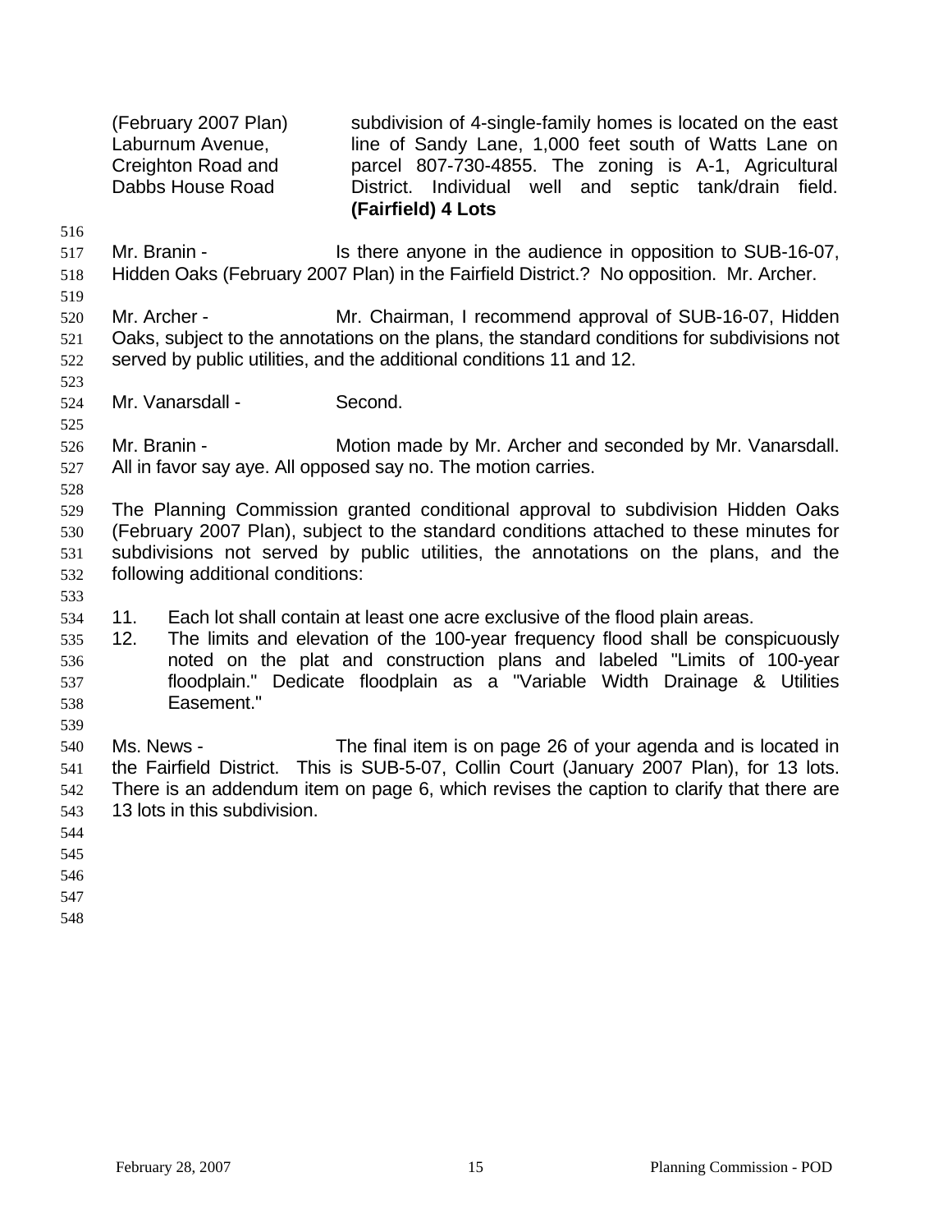| | |
|---|---|
| (February 2007 Plan)<br>Laburnum Avenue,<br>Creighton Road and<br>Dabbs House Road | subdivision of 4-single-family homes is located on the east line of Sandy Lane, 1,000 feet south of Watts Lane on parcel 807-730-4855. The zoning is A-1, Agricultural District. Individual well and septic tank/drain field. **(Fairfield) 4 Lots** |

Mr. Branin - Is there anyone in the audience in opposition to SUB-16-07, Hidden Oaks (February 2007 Plan) in the Fairfield District.? No opposition. Mr. Archer.

Mr. Archer - Mr. Chairman, I recommend approval of SUB-16-07, Hidden Oaks, subject to the annotations on the plans, the standard conditions for subdivisions not served by public utilities, and the additional conditions 11 and 12.

Mr. Vanarsdall - Second.

Mr. Branin - Motion made by Mr. Archer and seconded by Mr. Vanarsdall. All in favor say aye. All opposed say no. The motion carries.

The Planning Commission granted conditional approval to subdivision Hidden Oaks (February 2007 Plan), subject to the standard conditions attached to these minutes for subdivisions not served by public utilities, the annotations on the plans, and the following additional conditions:

11. Each lot shall contain at least one acre exclusive of the flood plain areas.
12. The limits and elevation of the 100-year frequency flood shall be conspicuously noted on the plat and construction plans and labeled "Limits of 100-year floodplain." Dedicate floodplain as a "Variable Width Drainage & Utilities Easement."

Ms. News - The final item is on page 26 of your agenda and is located in the Fairfield District. This is SUB-5-07, Collin Court (January 2007 Plan), for 13 lots. There is an addendum item on page 6, which revises the caption to clarify that there are 13 lots in this subdivision.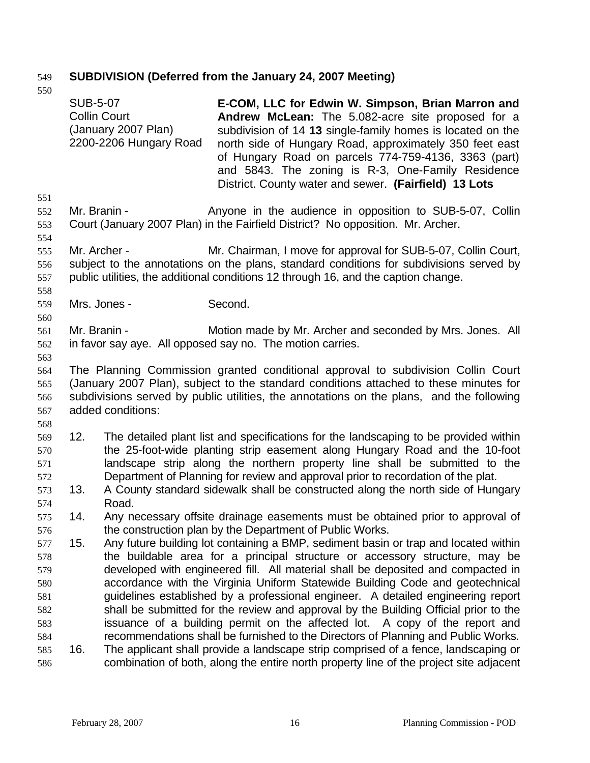**SUBDIVISION (Deferred from the January 24, 2007 Meeting)**

| | |
|---|---|
| SUB-5-07<br>Collin Court<br>(January 2007 Plan)<br>2200-2206 Hungary Road | **E-COM, LLC for Edwin W. Simpson, Brian Marron and Andrew McLean:** The 5.082-acre site proposed for a subdivision of ~~14~~ **13** single-family homes is located on the north side of Hungary Road, approximately 350 feet east of Hungary Road on parcels 774-759-4136, 3363 (part) and 5843. The zoning is R-3, One-Family Residence District. County water and sewer. **(Fairfield) 13 Lots** |

Mr. Branin - Anyone in the audience in opposition to SUB-5-07, Collin Court (January 2007 Plan) in the Fairfield District? No opposition. Mr. Archer.

Mr. Archer - Mr. Chairman, I move for approval for SUB-5-07, Collin Court, subject to the annotations on the plans, standard conditions for subdivisions served by public utilities, the additional conditions 12 through 16, and the caption change.

Mrs. Jones - Second.

Mr. Branin - Motion made by Mr. Archer and seconded by Mrs. Jones. All in favor say aye. All opposed say no. The motion carries.

The Planning Commission granted conditional approval to subdivision Collin Court (January 2007 Plan), subject to the standard conditions attached to these minutes for subdivisions served by public utilities, the annotations on the plans, and the following added conditions:

12. The detailed plant list and specifications for the landscaping to be provided within the 25-foot-wide planting strip easement along Hungary Road and the 10-foot landscape strip along the northern property line shall be submitted to the Department of Planning for review and approval prior to recordation of the plat.
13. A County standard sidewalk shall be constructed along the north side of Hungary Road.
14. Any necessary offsite drainage easements must be obtained prior to approval of the construction plan by the Department of Public Works.
15. Any future building lot containing a BMP, sediment basin or trap and located within the buildable area for a principal structure or accessory structure, may be developed with engineered fill. All material shall be deposited and compacted in accordance with the Virginia Uniform Statewide Building Code and geotechnical guidelines established by a professional engineer. A detailed engineering report shall be submitted for the review and approval by the Building Official prior to the issuance of a building permit on the affected lot. A copy of the report and recommendations shall be furnished to the Directors of Planning and Public Works.
16. The applicant shall provide a landscape strip comprised of a fence, landscaping or combination of both, along the entire north property line of the project site adjacent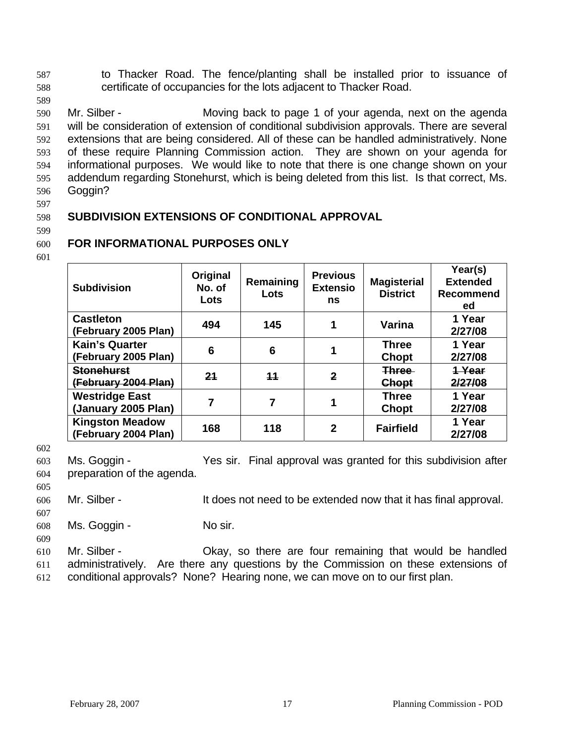to Thacker Road. The fence/planting shall be installed prior to issuance of certificate of occupancies for the lots adjacent to Thacker Road.

Mr. Silber - Moving back to page 1 of your agenda, next on the agenda will be consideration of extension of conditional subdivision approvals. There are several extensions that are being considered. All of these can be handled administratively. None of these require Planning Commission action. They are shown on your agenda for informational purposes. We would like to note that there is one change shown on your addendum regarding Stonehurst, which is being deleted from this list. Is that correct, Ms. Goggin?

**SUBDIVISION EXTENSIONS OF CONDITIONAL APPROVAL**

**FOR INFORMATIONAL PURPOSES ONLY**

| Subdivision | Original No. of Lots | Remaining Lots | Previous Extensions | Magisterial District | Year(s) Extended Recommended |
|---|---|---|---|---|---|
| **Castleton (February 2005 Plan)** | **494** | **145** | **1** | **Varina** | **1 Year 2/27/08** |
| **Kain's Quarter (February 2005 Plan)** | **6** | **6** | **1** | **Three Chopt** | **1 Year 2/27/08** |
| ~~**Stonehurst (February 2004 Plan)**~~ | ~~**21**~~ | ~~**11**~~ | ~~**2**~~ | ~~**Three Chopt**~~ | ~~**1 Year 2/27/08**~~ |
| **Westridge East (January 2005 Plan)** | **7** | **7** | **1** | **Three Chopt** | **1 Year 2/27/08** |
| **Kingston Meadow (February 2004 Plan)** | **168** | **118** | **2** | **Fairfield** | **1 Year 2/27/08** |

Ms. Goggin - Yes sir. Final approval was granted for this subdivision after preparation of the agenda.

Mr. Silber - It does not need to be extended now that it has final approval.

Ms. Goggin - No sir.

Mr. Silber - Okay, so there are four remaining that would be handled administratively. Are there any questions by the Commission on these extensions of conditional approvals? None? Hearing none, we can move on to our first plan.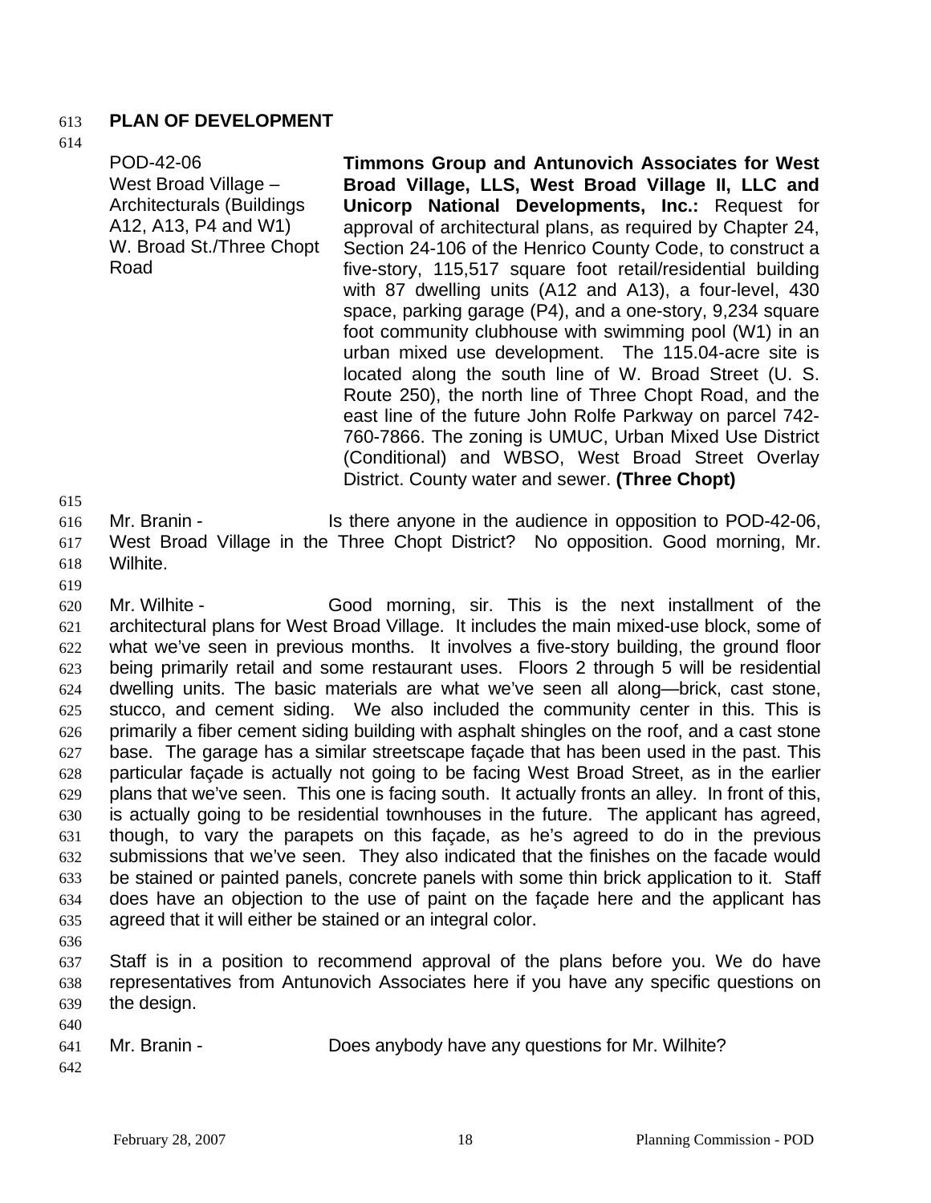## PLAN OF DEVELOPMENT

POD-42-06
West Broad Village – Architecturals (Buildings A12, A13, P4 and W1)
W. Broad St./Three Chopt Road

**Timmons Group and Antunovich Associates for West Broad Village, LLS, West Broad Village II, LLC and Unicorp National Developments, Inc.:** Request for approval of architectural plans, as required by Chapter 24, Section 24-106 of the Henrico County Code, to construct a five-story, 115,517 square foot retail/residential building with 87 dwelling units (A12 and A13), a four-level, 430 space, parking garage (P4), and a one-story, 9,234 square foot community clubhouse with swimming pool (W1) in an urban mixed use development. The 115.04-acre site is located along the south line of W. Broad Street (U. S. Route 250), the north line of Three Chopt Road, and the east line of the future John Rolfe Parkway on parcel 742-760-7866. The zoning is UMUC, Urban Mixed Use District (Conditional) and WBSO, West Broad Street Overlay District. County water and sewer. **(Three Chopt)**

Mr. Branin - Is there anyone in the audience in opposition to POD-42-06, West Broad Village in the Three Chopt District? No opposition. Good morning, Mr. Wilhite.

Mr. Wilhite - Good morning, sir. This is the next installment of the architectural plans for West Broad Village. It includes the main mixed-use block, some of what we've seen in previous months. It involves a five-story building, the ground floor being primarily retail and some restaurant uses. Floors 2 through 5 will be residential dwelling units. The basic materials are what we've seen all along—brick, cast stone, stucco, and cement siding. We also included the community center in this. This is primarily a fiber cement siding building with asphalt shingles on the roof, and a cast stone base. The garage has a similar streetscape façade that has been used in the past. This particular façade is actually not going to be facing West Broad Street, as in the earlier plans that we've seen. This one is facing south. It actually fronts an alley. In front of this, is actually going to be residential townhouses in the future. The applicant has agreed, though, to vary the parapets on this façade, as he's agreed to do in the previous submissions that we've seen. They also indicated that the finishes on the facade would be stained or painted panels, concrete panels with some thin brick application to it. Staff does have an objection to the use of paint on the façade here and the applicant has agreed that it will either be stained or an integral color.

Staff is in a position to recommend approval of the plans before you. We do have representatives from Antunovich Associates here if you have any specific questions on the design.

Mr. Branin - Does anybody have any questions for Mr. Wilhite?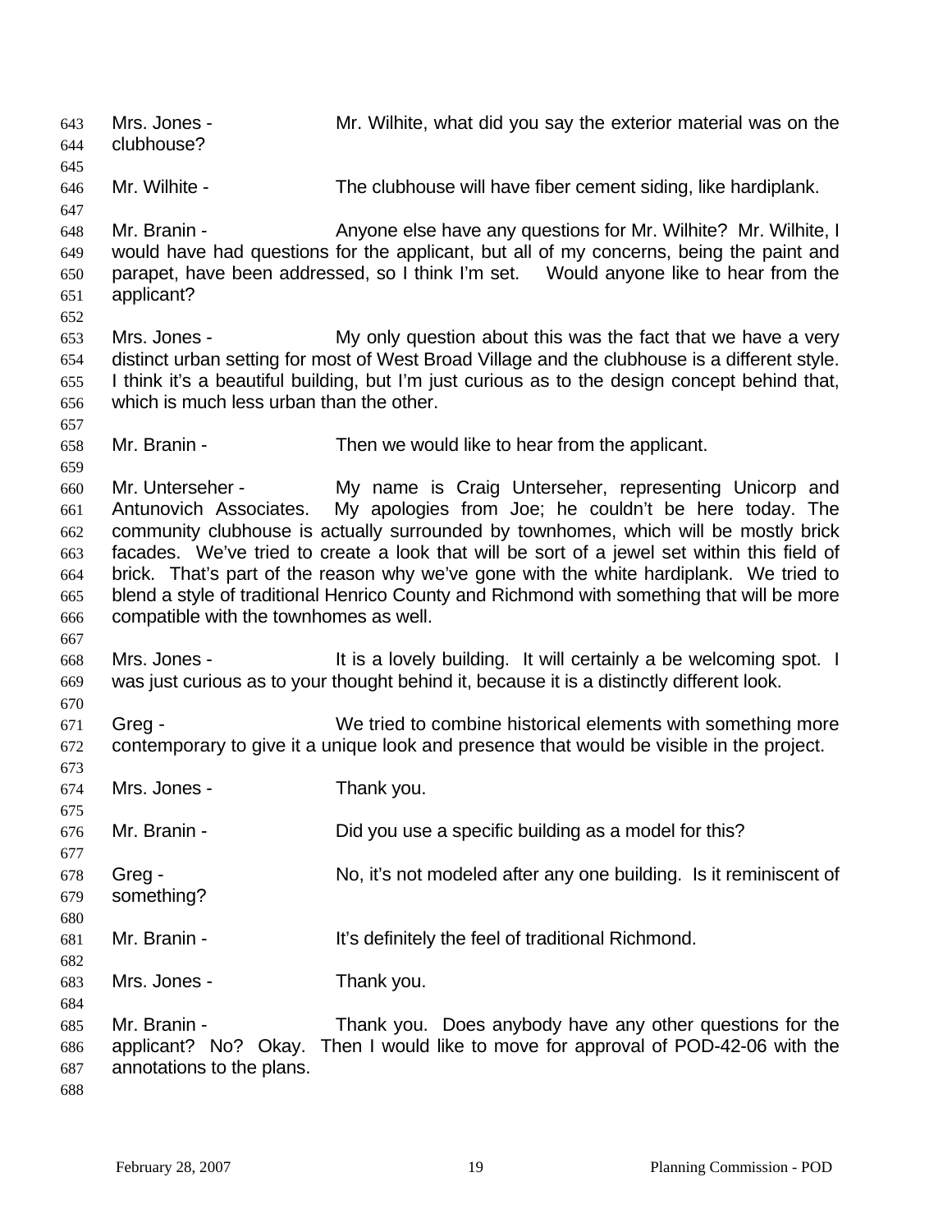Mrs. Jones - Mr. Wilhite, what did you say the exterior material was on the clubhouse?

Mr. Wilhite - The clubhouse will have fiber cement siding, like hardiplank.

Mr. Branin - Anyone else have any questions for Mr. Wilhite? Mr. Wilhite, I would have had questions for the applicant, but all of my concerns, being the paint and parapet, have been addressed, so I think I'm set. Would anyone like to hear from the applicant?

Mrs. Jones - My only question about this was the fact that we have a very distinct urban setting for most of West Broad Village and the clubhouse is a different style. I think it's a beautiful building, but I'm just curious as to the design concept behind that, which is much less urban than the other.

Mr. Branin - Then we would like to hear from the applicant.

Mr. Unterseher - My name is Craig Unterseher, representing Unicorp and Antunovich Associates. My apologies from Joe; he couldn't be here today. The community clubhouse is actually surrounded by townhomes, which will be mostly brick facades. We've tried to create a look that will be sort of a jewel set within this field of brick. That's part of the reason why we've gone with the white hardiplank. We tried to blend a style of traditional Henrico County and Richmond with something that will be more compatible with the townhomes as well.

Mrs. Jones - It is a lovely building. It will certainly a be welcoming spot. I was just curious as to your thought behind it, because it is a distinctly different look.

Greg - We tried to combine historical elements with something more contemporary to give it a unique look and presence that would be visible in the project.

Mrs. Jones - Thank you.

Mr. Branin - Did you use a specific building as a model for this?

Greg - No, it's not modeled after any one building. Is it reminiscent of something?

Mr. Branin - It's definitely the feel of traditional Richmond.

Mrs. Jones - Thank you.

Mr. Branin - Thank you. Does anybody have any other questions for the applicant? No? Okay. Then I would like to move for approval of POD-42-06 with the annotations to the plans.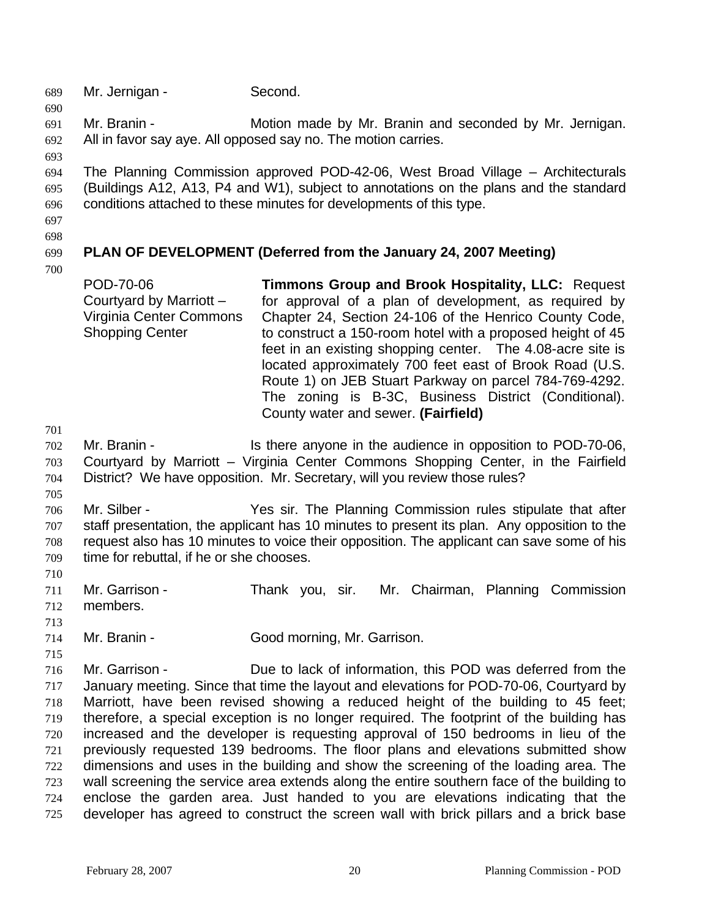Mr. Jernigan - Second.

Mr. Branin - Motion made by Mr. Branin and seconded by Mr. Jernigan. All in favor say aye. All opposed say no. The motion carries.

The Planning Commission approved POD-42-06, West Broad Village – Architecturals (Buildings A12, A13, P4 and W1), subject to annotations on the plans and the standard conditions attached to these minutes for developments of this type.

**PLAN OF DEVELOPMENT (Deferred from the January 24, 2007 Meeting)**

| | |
|---|---|
| POD-70-06<br>Courtyard by Marriott – Virginia Center Commons Shopping Center | **Timmons Group and Brook Hospitality, LLC:** Request for approval of a plan of development, as required by Chapter 24, Section 24-106 of the Henrico County Code, to construct a 150-room hotel with a proposed height of 45 feet in an existing shopping center. The 4.08-acre site is located approximately 700 feet east of Brook Road (U.S. Route 1) on JEB Stuart Parkway on parcel 784-769-4292. The zoning is B-3C, Business District (Conditional). County water and sewer. **(Fairfield)** |

Mr. Branin - Is there anyone in the audience in opposition to POD-70-06, Courtyard by Marriott – Virginia Center Commons Shopping Center, in the Fairfield District? We have opposition. Mr. Secretary, will you review those rules?

Mr. Silber - Yes sir. The Planning Commission rules stipulate that after staff presentation, the applicant has 10 minutes to present its plan. Any opposition to the request also has 10 minutes to voice their opposition. The applicant can save some of his time for rebuttal, if he or she chooses.

Mr. Garrison - Thank you, sir. Mr. Chairman, Planning Commission members.

Mr. Branin - Good morning, Mr. Garrison.

Mr. Garrison - Due to lack of information, this POD was deferred from the January meeting. Since that time the layout and elevations for POD-70-06, Courtyard by Marriott, have been revised showing a reduced height of the building to 45 feet; therefore, a special exception is no longer required. The footprint of the building has increased and the developer is requesting approval of 150 bedrooms in lieu of the previously requested 139 bedrooms. The floor plans and elevations submitted show dimensions and uses in the building and show the screening of the loading area. The wall screening the service area extends along the entire southern face of the building to enclose the garden area. Just handed to you are elevations indicating that the developer has agreed to construct the screen wall with brick pillars and a brick base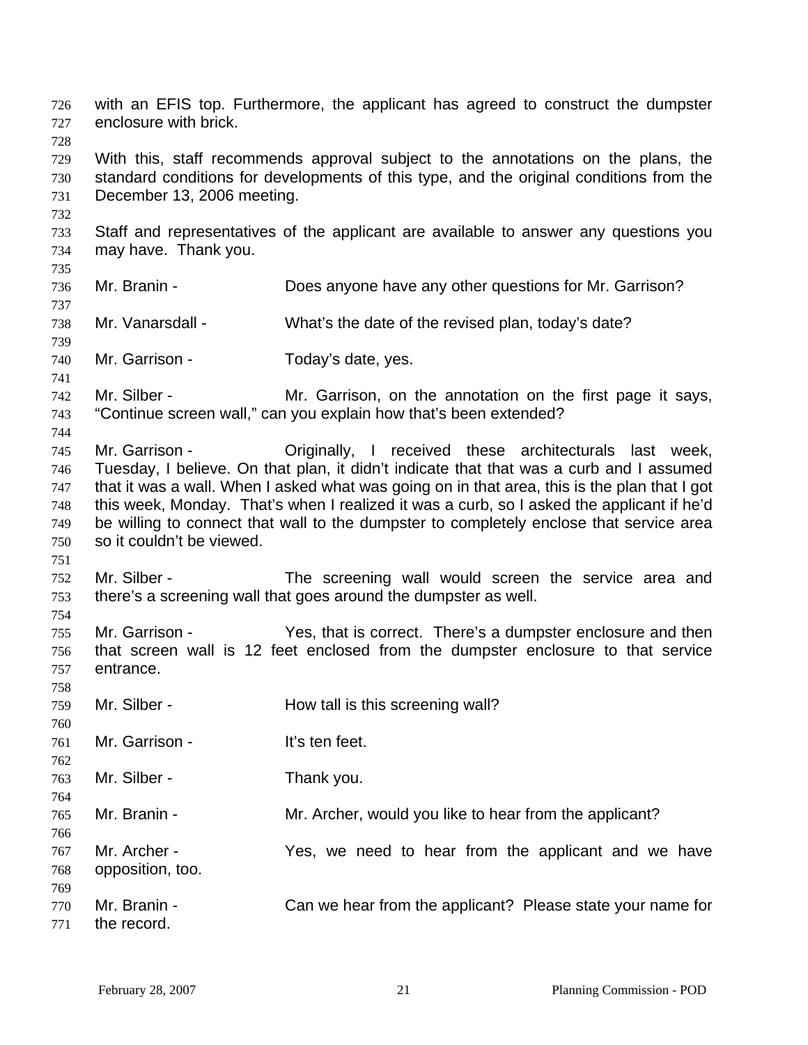with an EFIS top. Furthermore, the applicant has agreed to construct the dumpster enclosure with brick.

With this, staff recommends approval subject to the annotations on the plans, the standard conditions for developments of this type, and the original conditions from the December 13, 2006 meeting.

Staff and representatives of the applicant are available to answer any questions you may have. Thank you.

Mr. Branin - Does anyone have any other questions for Mr. Garrison?

Mr. Vanarsdall - What's the date of the revised plan, today's date?

Mr. Garrison - Today's date, yes.

Mr. Silber - Mr. Garrison, on the annotation on the first page it says, "Continue screen wall," can you explain how that's been extended?

Mr. Garrison - Originally, I received these architecturals last week, Tuesday, I believe. On that plan, it didn't indicate that that was a curb and I assumed that it was a wall. When I asked what was going on in that area, this is the plan that I got this week, Monday. That's when I realized it was a curb, so I asked the applicant if he'd be willing to connect that wall to the dumpster to completely enclose that service area so it couldn't be viewed.

Mr. Silber - The screening wall would screen the service area and there's a screening wall that goes around the dumpster as well.

Mr. Garrison - Yes, that is correct. There's a dumpster enclosure and then that screen wall is 12 feet enclosed from the dumpster enclosure to that service entrance.

Mr. Silber - How tall is this screening wall?

Mr. Garrison - It's ten feet.

Mr. Silber - Thank you.

Mr. Branin - Mr. Archer, would you like to hear from the applicant?

Mr. Archer - Yes, we need to hear from the applicant and we have opposition, too.

Mr. Branin - Can we hear from the applicant? Please state your name for the record.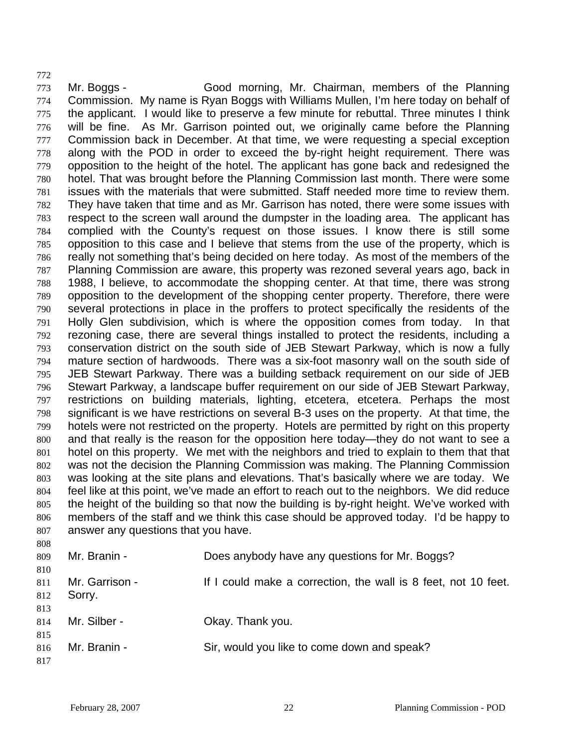Mr. Boggs - Good morning, Mr. Chairman, members of the Planning Commission. My name is Ryan Boggs with Williams Mullen, I'm here today on behalf of the applicant. I would like to preserve a few minute for rebuttal. Three minutes I think will be fine. As Mr. Garrison pointed out, we originally came before the Planning Commission back in December. At that time, we were requesting a special exception along with the POD in order to exceed the by-right height requirement. There was opposition to the height of the hotel. The applicant has gone back and redesigned the hotel. That was brought before the Planning Commission last month. There were some issues with the materials that were submitted. Staff needed more time to review them. They have taken that time and as Mr. Garrison has noted, there were some issues with respect to the screen wall around the dumpster in the loading area. The applicant has complied with the County's request on those issues. I know there is still some opposition to this case and I believe that stems from the use of the property, which is really not something that's being decided on here today. As most of the members of the Planning Commission are aware, this property was rezoned several years ago, back in 1988, I believe, to accommodate the shopping center. At that time, there was strong opposition to the development of the shopping center property. Therefore, there were several protections in place in the proffers to protect specifically the residents of the Holly Glen subdivision, which is where the opposition comes from today. In that rezoning case, there are several things installed to protect the residents, including a conservation district on the south side of JEB Stewart Parkway, which is now a fully mature section of hardwoods. There was a six-foot masonry wall on the south side of JEB Stewart Parkway. There was a building setback requirement on our side of JEB Stewart Parkway, a landscape buffer requirement on our side of JEB Stewart Parkway, restrictions on building materials, lighting, etcetera, etcetera. Perhaps the most significant is we have restrictions on several B-3 uses on the property. At that time, the hotels were not restricted on the property. Hotels are permitted by right on this property and that really is the reason for the opposition here today—they do not want to see a hotel on this property. We met with the neighbors and tried to explain to them that that was not the decision the Planning Commission was making. The Planning Commission was looking at the site plans and elevations. That's basically where we are today. We feel like at this point, we've made an effort to reach out to the neighbors. We did reduce the height of the building so that now the building is by-right height. We've worked with members of the staff and we think this case should be approved today. I'd be happy to answer any questions that you have.

Mr. Branin - Does anybody have any questions for Mr. Boggs?

Mr. Garrison - If I could make a correction, the wall is 8 feet, not 10 feet. Sorry.

Mr. Silber - Okay. Thank you.

Mr. Branin - Sir, would you like to come down and speak?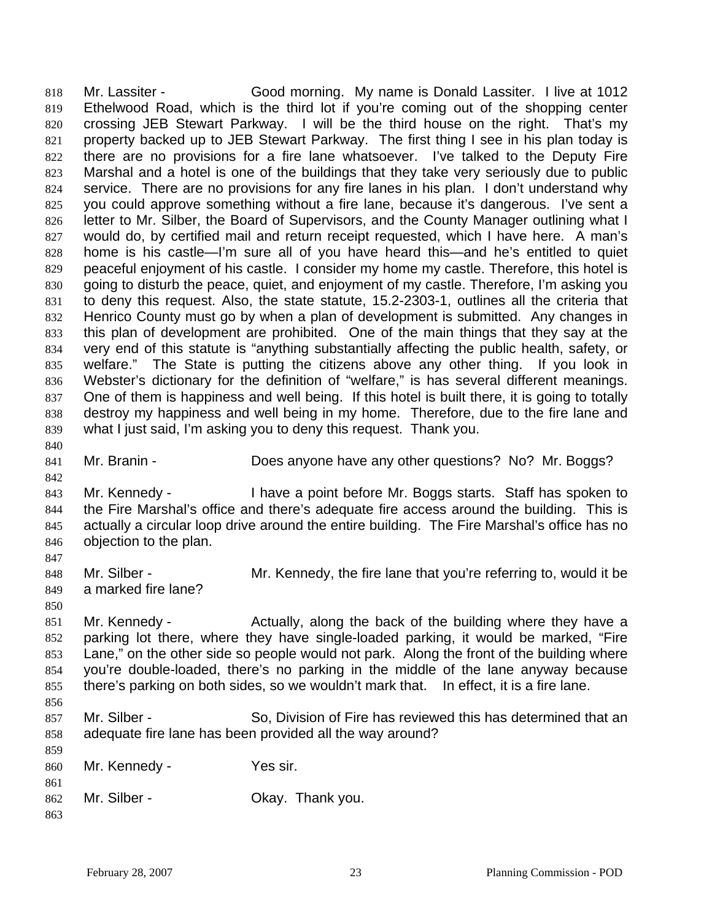Mr. Lassiter - Good morning. My name is Donald Lassiter. I live at 1012 Ethelwood Road, which is the third lot if you're coming out of the shopping center crossing JEB Stewart Parkway. I will be the third house on the right. That's my property backed up to JEB Stewart Parkway. The first thing I see in his plan today is there are no provisions for a fire lane whatsoever. I've talked to the Deputy Fire Marshal and a hotel is one of the buildings that they take very seriously due to public service. There are no provisions for any fire lanes in his plan. I don't understand why you could approve something without a fire lane, because it's dangerous. I've sent a letter to Mr. Silber, the Board of Supervisors, and the County Manager outlining what I would do, by certified mail and return receipt requested, which I have here. A man's home is his castle—I'm sure all of you have heard this—and he's entitled to quiet peaceful enjoyment of his castle. I consider my home my castle. Therefore, this hotel is going to disturb the peace, quiet, and enjoyment of my castle. Therefore, I'm asking you to deny this request. Also, the state statute, 15.2-2303-1, outlines all the criteria that Henrico County must go by when a plan of development is submitted. Any changes in this plan of development are prohibited. One of the main things that they say at the very end of this statute is "anything substantially affecting the public health, safety, or welfare." The State is putting the citizens above any other thing. If you look in Webster's dictionary for the definition of "welfare," is has several different meanings. One of them is happiness and well being. If this hotel is built there, it is going to totally destroy my happiness and well being in my home. Therefore, due to the fire lane and what I just said, I'm asking you to deny this request. Thank you.

Mr. Branin - Does anyone have any other questions? No? Mr. Boggs?

Mr. Kennedy - I have a point before Mr. Boggs starts. Staff has spoken to the Fire Marshal's office and there's adequate fire access around the building. This is actually a circular loop drive around the entire building. The Fire Marshal's office has no objection to the plan.

Mr. Silber - Mr. Kennedy, the fire lane that you're referring to, would it be a marked fire lane?

Mr. Kennedy - Actually, along the back of the building where they have a parking lot there, where they have single-loaded parking, it would be marked, "Fire Lane," on the other side so people would not park. Along the front of the building where you're double-loaded, there's no parking in the middle of the lane anyway because there's parking on both sides, so we wouldn't mark that. In effect, it is a fire lane.

Mr. Silber - So, Division of Fire has reviewed this has determined that an adequate fire lane has been provided all the way around?

Mr. Kennedy - Yes sir.

Mr. Silber - Okay. Thank you.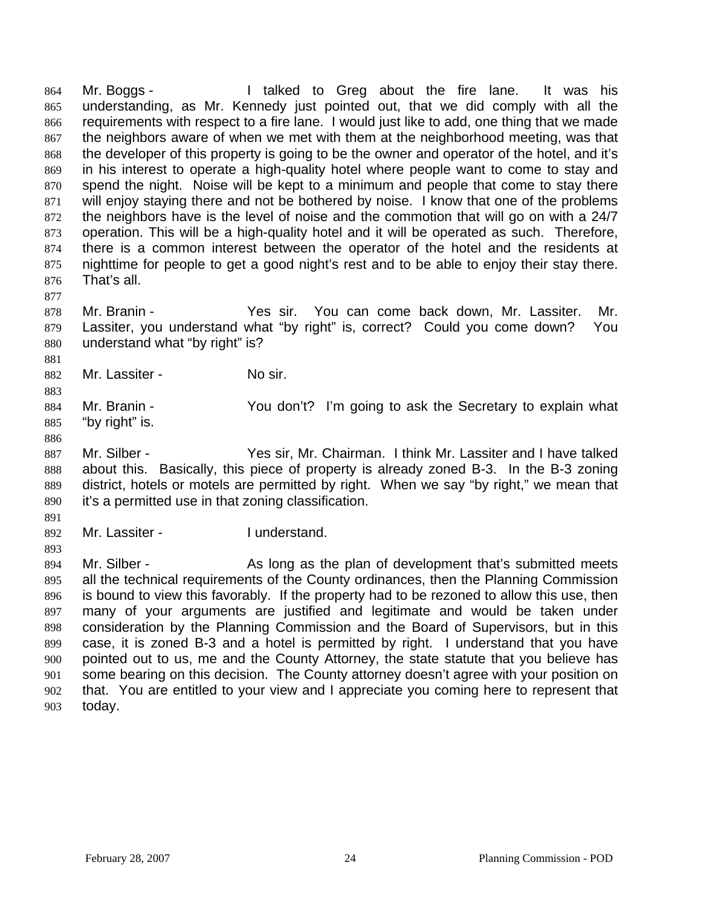Mr. Boggs - I talked to Greg about the fire lane. It was his understanding, as Mr. Kennedy just pointed out, that we did comply with all the requirements with respect to a fire lane. I would just like to add, one thing that we made the neighbors aware of when we met with them at the neighborhood meeting, was that the developer of this property is going to be the owner and operator of the hotel, and it's in his interest to operate a high-quality hotel where people want to come to stay and spend the night. Noise will be kept to a minimum and people that come to stay there will enjoy staying there and not be bothered by noise. I know that one of the problems the neighbors have is the level of noise and the commotion that will go on with a 24/7 operation. This will be a high-quality hotel and it will be operated as such. Therefore, there is a common interest between the operator of the hotel and the residents at nighttime for people to get a good night's rest and to be able to enjoy their stay there. That's all.

Mr. Branin - Yes sir. You can come back down, Mr. Lassiter. Mr. Lassiter, you understand what "by right" is, correct? Could you come down? You understand what "by right" is?

Mr. Lassiter - No sir.

Mr. Branin - You don't? I'm going to ask the Secretary to explain what "by right" is.

Mr. Silber - Yes sir, Mr. Chairman. I think Mr. Lassiter and I have talked about this. Basically, this piece of property is already zoned B-3. In the B-3 zoning district, hotels or motels are permitted by right. When we say "by right," we mean that it's a permitted use in that zoning classification.

Mr. Lassiter - I understand.

Mr. Silber - As long as the plan of development that's submitted meets all the technical requirements of the County ordinances, then the Planning Commission is bound to view this favorably. If the property had to be rezoned to allow this use, then many of your arguments are justified and legitimate and would be taken under consideration by the Planning Commission and the Board of Supervisors, but in this case, it is zoned B-3 and a hotel is permitted by right. I understand that you have pointed out to us, me and the County Attorney, the state statute that you believe has some bearing on this decision. The County attorney doesn't agree with your position on that. You are entitled to your view and I appreciate you coming here to represent that today.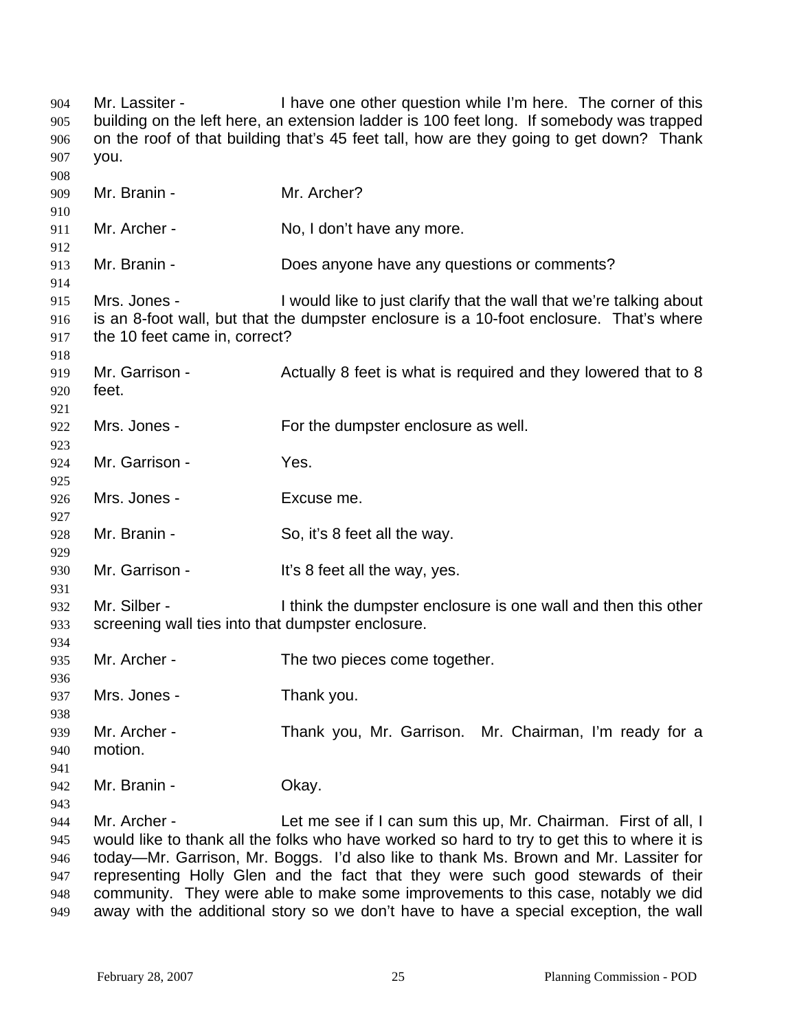Mr. Lassiter - I have one other question while I'm here. The corner of this building on the left here, an extension ladder is 100 feet long. If somebody was trapped on the roof of that building that's 45 feet tall, how are they going to get down? Thank you.

Mr. Branin - Mr. Archer?

Mr. Archer - No, I don't have any more.

Mr. Branin - Does anyone have any questions or comments?

Mrs. Jones - I would like to just clarify that the wall that we're talking about is an 8-foot wall, but that the dumpster enclosure is a 10-foot enclosure. That's where the 10 feet came in, correct?

Mr. Garrison - Actually 8 feet is what is required and they lowered that to 8 feet.

Mrs. Jones - For the dumpster enclosure as well.

Mr. Garrison - Yes.

Mrs. Jones - Excuse me.

Mr. Branin - So, it's 8 feet all the way.

Mr. Garrison - It's 8 feet all the way, yes.

Mr. Silber - I think the dumpster enclosure is one wall and then this other screening wall ties into that dumpster enclosure.

Mr. Archer - The two pieces come together.

Mrs. Jones - Thank you.

Mr. Archer - Thank you, Mr. Garrison. Mr. Chairman, I'm ready for a motion.

Mr. Branin - Okay.

Mr. Archer - Let me see if I can sum this up, Mr. Chairman. First of all, I would like to thank all the folks who have worked so hard to try to get this to where it is today—Mr. Garrison, Mr. Boggs. I'd also like to thank Ms. Brown and Mr. Lassiter for representing Holly Glen and the fact that they were such good stewards of their community. They were able to make some improvements to this case, notably we did away with the additional story so we don't have to have a special exception, the wall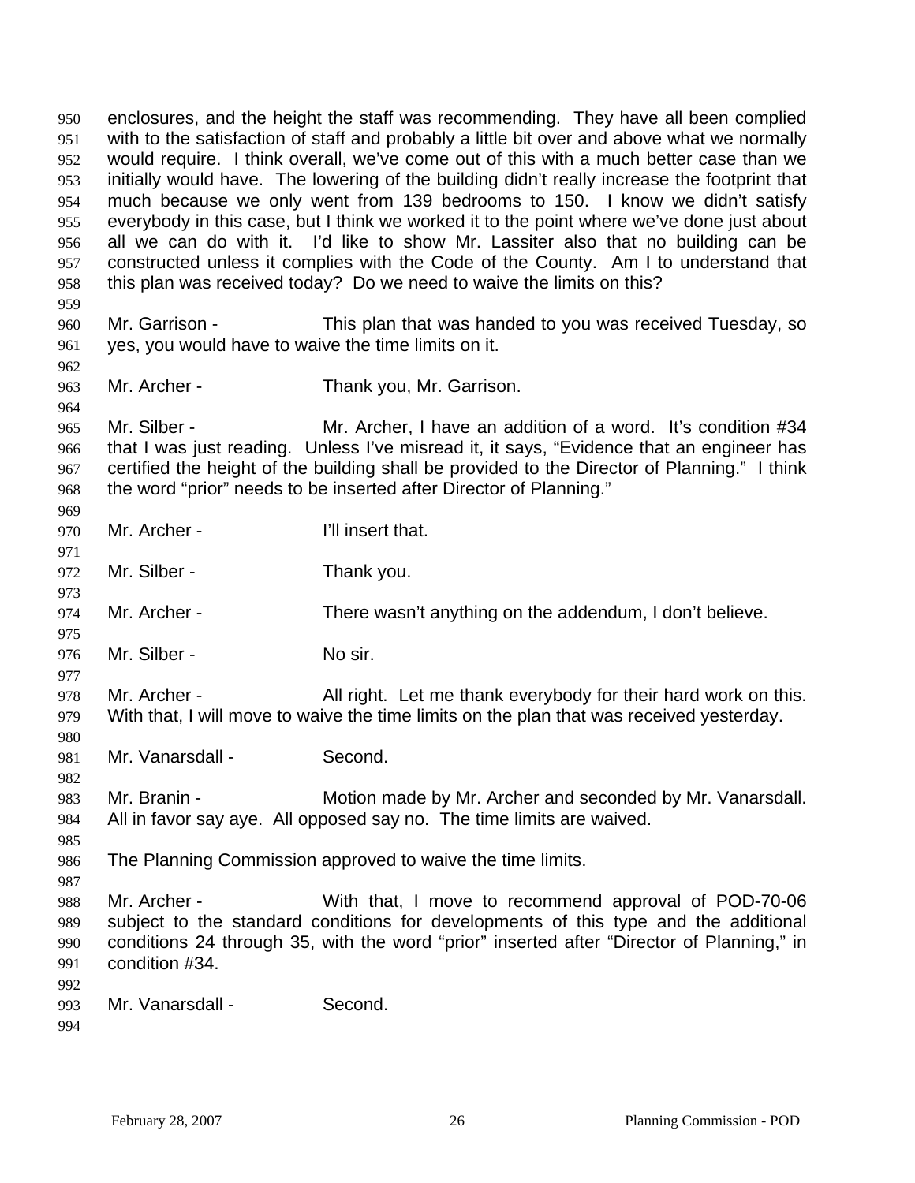enclosures, and the height the staff was recommending. They have all been complied with to the satisfaction of staff and probably a little bit over and above what we normally would require. I think overall, we've come out of this with a much better case than we initially would have. The lowering of the building didn't really increase the footprint that much because we only went from 139 bedrooms to 150. I know we didn't satisfy everybody in this case, but I think we worked it to the point where we've done just about all we can do with it. I'd like to show Mr. Lassiter also that no building can be constructed unless it complies with the Code of the County. Am I to understand that this plan was received today? Do we need to waive the limits on this?

Mr. Garrison - This plan that was handed to you was received Tuesday, so yes, you would have to waive the time limits on it.

Mr. Archer - Thank you, Mr. Garrison.

Mr. Silber - Mr. Archer, I have an addition of a word. It's condition #34 that I was just reading. Unless I've misread it, it says, "Evidence that an engineer has certified the height of the building shall be provided to the Director of Planning." I think the word "prior" needs to be inserted after Director of Planning."

Mr. Archer - I'll insert that.

Mr. Silber - Thank you.

Mr. Archer - There wasn't anything on the addendum, I don't believe.

Mr. Silber - No sir.

Mr. Archer - All right. Let me thank everybody for their hard work on this. With that, I will move to waive the time limits on the plan that was received yesterday.

Mr. Vanarsdall - Second.

Mr. Branin - Motion made by Mr. Archer and seconded by Mr. Vanarsdall. All in favor say aye. All opposed say no. The time limits are waived.

The Planning Commission approved to waive the time limits.

Mr. Archer - With that, I move to recommend approval of POD-70-06 subject to the standard conditions for developments of this type and the additional conditions 24 through 35, with the word "prior" inserted after "Director of Planning," in condition #34.

Mr. Vanarsdall - Second.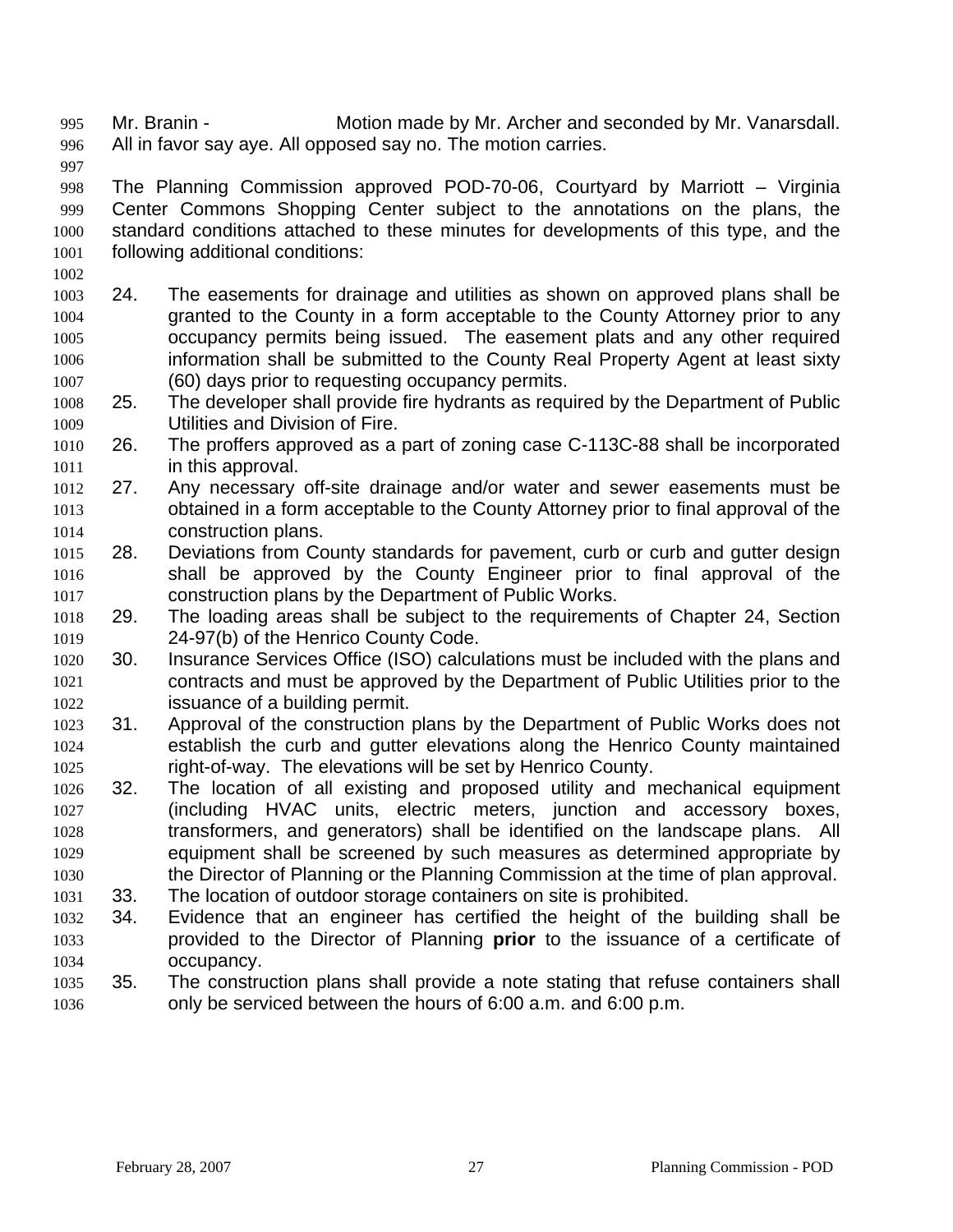Mr. Branin - Motion made by Mr. Archer and seconded by Mr. Vanarsdall. All in favor say aye. All opposed say no. The motion carries.

The Planning Commission approved POD-70-06, Courtyard by Marriott – Virginia Center Commons Shopping Center subject to the annotations on the plans, the standard conditions attached to these minutes for developments of this type, and the following additional conditions:

24. The easements for drainage and utilities as shown on approved plans shall be granted to the County in a form acceptable to the County Attorney prior to any occupancy permits being issued. The easement plats and any other required information shall be submitted to the County Real Property Agent at least sixty (60) days prior to requesting occupancy permits.
25. The developer shall provide fire hydrants as required by the Department of Public Utilities and Division of Fire.
26. The proffers approved as a part of zoning case C-113C-88 shall be incorporated in this approval.
27. Any necessary off-site drainage and/or water and sewer easements must be obtained in a form acceptable to the County Attorney prior to final approval of the construction plans.
28. Deviations from County standards for pavement, curb or curb and gutter design shall be approved by the County Engineer prior to final approval of the construction plans by the Department of Public Works.
29. The loading areas shall be subject to the requirements of Chapter 24, Section 24-97(b) of the Henrico County Code.
30. Insurance Services Office (ISO) calculations must be included with the plans and contracts and must be approved by the Department of Public Utilities prior to the issuance of a building permit.
31. Approval of the construction plans by the Department of Public Works does not establish the curb and gutter elevations along the Henrico County maintained right-of-way. The elevations will be set by Henrico County.
32. The location of all existing and proposed utility and mechanical equipment (including HVAC units, electric meters, junction and accessory boxes, transformers, and generators) shall be identified on the landscape plans. All equipment shall be screened by such measures as determined appropriate by the Director of Planning or the Planning Commission at the time of plan approval.
33. The location of outdoor storage containers on site is prohibited.
34. Evidence that an engineer has certified the height of the building shall be provided to the Director of Planning **prior** to the issuance of a certificate of occupancy.
35. The construction plans shall provide a note stating that refuse containers shall only be serviced between the hours of 6:00 a.m. and 6:00 p.m.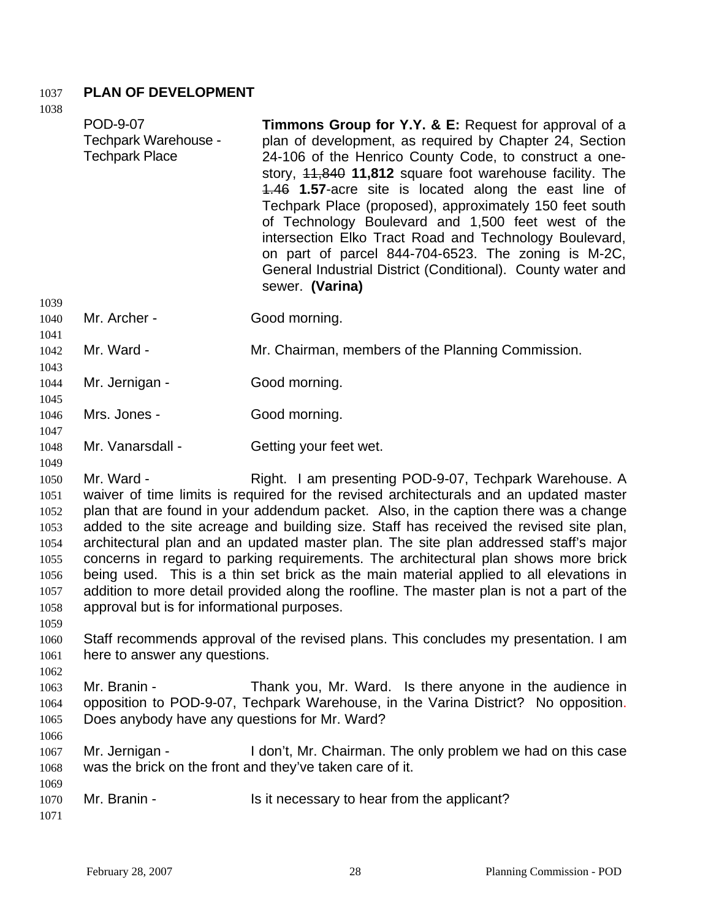## PLAN OF DEVELOPMENT

| | |
|---|---|
| POD-9-07<br>Techpark Warehouse - Techpark Place | **Timmons Group for Y.Y. & E:** Request for approval of a plan of development, as required by Chapter 24, Section 24-106 of the Henrico County Code, to construct a one-story, ~~11,840~~ **11,812** square foot warehouse facility. The ~~1.46~~ **1.57**-acre site is located along the east line of Techpark Place (proposed), approximately 150 feet south of Technology Boulevard and 1,500 feet west of the intersection Elko Tract Road and Technology Boulevard, on part of parcel 844-704-6523. The zoning is M-2C, General Industrial District (Conditional). County water and sewer. **(Varina)** |

Mr. Archer - Good morning.

Mr. Ward - Mr. Chairman, members of the Planning Commission.

Mr. Jernigan - Good morning.

Mrs. Jones - Good morning.

Mr. Vanarsdall - Getting your feet wet.

Mr. Ward - Right. I am presenting POD-9-07, Techpark Warehouse. A waiver of time limits is required for the revised architecturals and an updated master plan that are found in your addendum packet. Also, in the caption there was a change added to the site acreage and building size. Staff has received the revised site plan, architectural plan and an updated master plan. The site plan addressed staff's major concerns in regard to parking requirements. The architectural plan shows more brick being used. This is a thin set brick as the main material applied to all elevations in addition to more detail provided along the roofline. The master plan is not a part of the approval but is for informational purposes.

Staff recommends approval of the revised plans. This concludes my presentation. I am here to answer any questions.

Mr. Branin - Thank you, Mr. Ward. Is there anyone in the audience in opposition to POD-9-07, Techpark Warehouse, in the Varina District? No opposition. Does anybody have any questions for Mr. Ward?

Mr. Jernigan - I don't, Mr. Chairman. The only problem we had on this case was the brick on the front and they've taken care of it.

Mr. Branin - Is it necessary to hear from the applicant?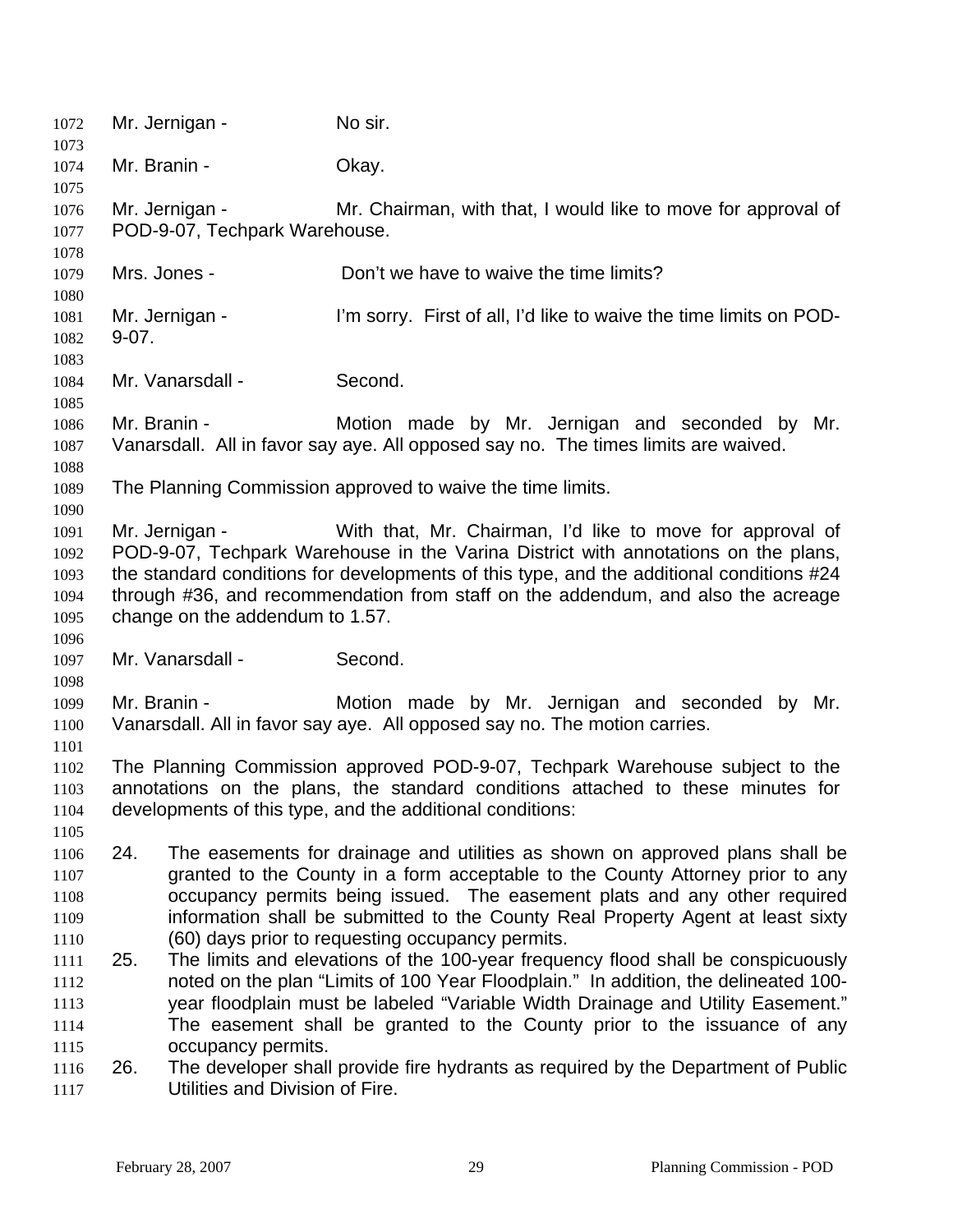Mr. Jernigan - No sir.

Mr. Branin - Okay.

Mr. Jernigan - Mr. Chairman, with that, I would like to move for approval of POD-9-07, Techpark Warehouse.

Mrs. Jones - Don't we have to waive the time limits?

Mr. Jernigan - I'm sorry. First of all, I'd like to waive the time limits on POD-9-07.

Mr. Vanarsdall - Second.

Mr. Branin - Motion made by Mr. Jernigan and seconded by Mr. Vanarsdall. All in favor say aye. All opposed say no. The times limits are waived.

The Planning Commission approved to waive the time limits.

Mr. Jernigan - With that, Mr. Chairman, I'd like to move for approval of POD-9-07, Techpark Warehouse in the Varina District with annotations on the plans, the standard conditions for developments of this type, and the additional conditions #24 through #36, and recommendation from staff on the addendum, and also the acreage change on the addendum to 1.57.

Mr. Vanarsdall - Second.

Mr. Branin - Motion made by Mr. Jernigan and seconded by Mr. Vanarsdall. All in favor say aye. All opposed say no. The motion carries.

The Planning Commission approved POD-9-07, Techpark Warehouse subject to the annotations on the plans, the standard conditions attached to these minutes for developments of this type, and the additional conditions:

24. The easements for drainage and utilities as shown on approved plans shall be granted to the County in a form acceptable to the County Attorney prior to any occupancy permits being issued. The easement plats and any other required information shall be submitted to the County Real Property Agent at least sixty (60) days prior to requesting occupancy permits.
25. The limits and elevations of the 100-year frequency flood shall be conspicuously noted on the plan "Limits of 100 Year Floodplain." In addition, the delineated 100-year floodplain must be labeled "Variable Width Drainage and Utility Easement." The easement shall be granted to the County prior to the issuance of any occupancy permits.
26. The developer shall provide fire hydrants as required by the Department of Public Utilities and Division of Fire.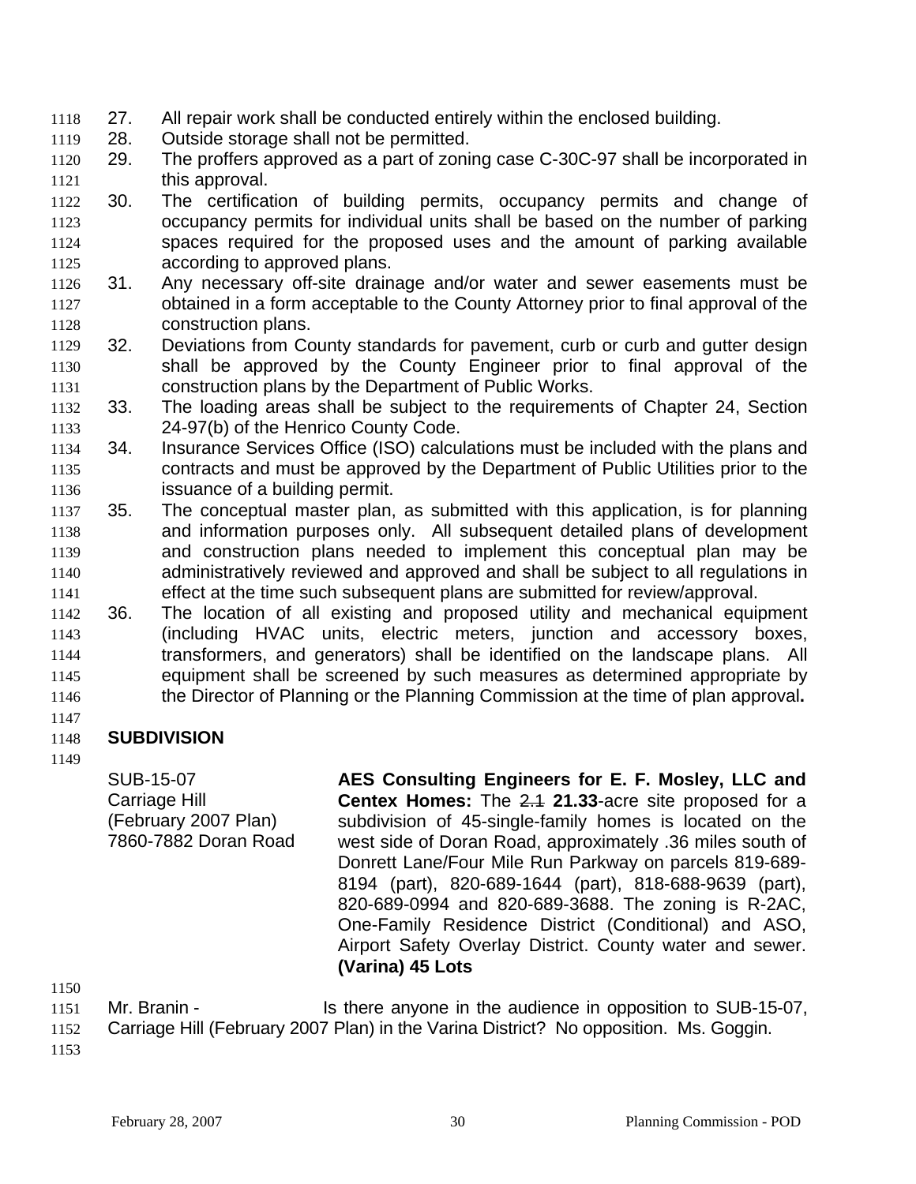27. All repair work shall be conducted entirely within the enclosed building.
28. Outside storage shall not be permitted.
29. The proffers approved as a part of zoning case C-30C-97 shall be incorporated in this approval.
30. The certification of building permits, occupancy permits and change of occupancy permits for individual units shall be based on the number of parking spaces required for the proposed uses and the amount of parking available according to approved plans.
31. Any necessary off-site drainage and/or water and sewer easements must be obtained in a form acceptable to the County Attorney prior to final approval of the construction plans.
32. Deviations from County standards for pavement, curb or curb and gutter design shall be approved by the County Engineer prior to final approval of the construction plans by the Department of Public Works.
33. The loading areas shall be subject to the requirements of Chapter 24, Section 24-97(b) of the Henrico County Code.
34. Insurance Services Office (ISO) calculations must be included with the plans and contracts and must be approved by the Department of Public Utilities prior to the issuance of a building permit.
35. The conceptual master plan, as submitted with this application, is for planning and information purposes only. All subsequent detailed plans of development and construction plans needed to implement this conceptual plan may be administratively reviewed and approved and shall be subject to all regulations in effect at the time such subsequent plans are submitted for review/approval.
36. The location of all existing and proposed utility and mechanical equipment (including HVAC units, electric meters, junction and accessory boxes, transformers, and generators) shall be identified on the landscape plans. All equipment shall be screened by such measures as determined appropriate by the Director of Planning or the Planning Commission at the time of plan approval**.**

## SUBDIVISION

SUB-15-07
Carriage Hill
(February 2007 Plan)
7860-7882 Doran Road

**AES Consulting Engineers for E. F. Mosley, LLC and Centex Homes:** The ~~2.1~~ **21.33**-acre site proposed for a subdivision of 45-single-family homes is located on the west side of Doran Road, approximately .36 miles south of Donrett Lane/Four Mile Run Parkway on parcels 819-689-8194 (part), 820-689-1644 (part), 818-688-9639 (part), 820-689-0994 and 820-689-3688. The zoning is R-2AC, One-Family Residence District (Conditional) and ASO, Airport Safety Overlay District. County water and sewer. **(Varina) 45 Lots**

Mr. Branin - Is there anyone in the audience in opposition to SUB-15-07, Carriage Hill (February 2007 Plan) in the Varina District? No opposition. Ms. Goggin.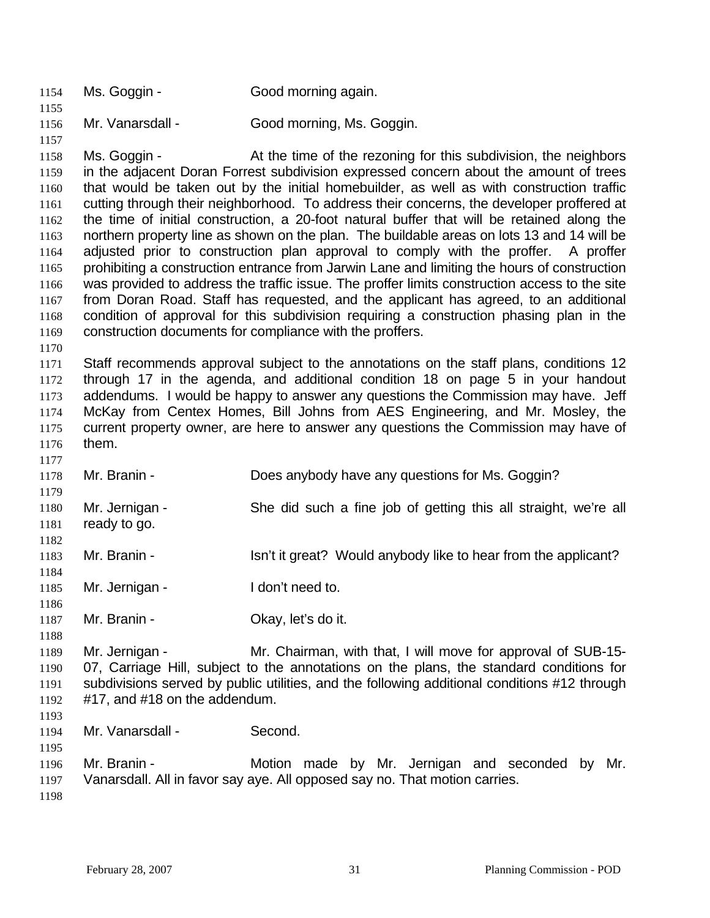Ms. Goggin - Good morning again.

Mr. Vanarsdall - Good morning, Ms. Goggin.

Ms. Goggin - At the time of the rezoning for this subdivision, the neighbors in the adjacent Doran Forrest subdivision expressed concern about the amount of trees that would be taken out by the initial homebuilder, as well as with construction traffic cutting through their neighborhood. To address their concerns, the developer proffered at the time of initial construction, a 20-foot natural buffer that will be retained along the northern property line as shown on the plan. The buildable areas on lots 13 and 14 will be adjusted prior to construction plan approval to comply with the proffer. A proffer prohibiting a construction entrance from Jarwin Lane and limiting the hours of construction was provided to address the traffic issue. The proffer limits construction access to the site from Doran Road. Staff has requested, and the applicant has agreed, to an additional condition of approval for this subdivision requiring a construction phasing plan in the construction documents for compliance with the proffers.

Staff recommends approval subject to the annotations on the staff plans, conditions 12 through 17 in the agenda, and additional condition 18 on page 5 in your handout addendums. I would be happy to answer any questions the Commission may have. Jeff McKay from Centex Homes, Bill Johns from AES Engineering, and Mr. Mosley, the current property owner, are here to answer any questions the Commission may have of them.

Mr. Branin - Does anybody have any questions for Ms. Goggin?

Mr. Jernigan - She did such a fine job of getting this all straight, we're all ready to go.

Mr. Branin - Isn't it great? Would anybody like to hear from the applicant?

Mr. Jernigan - I don't need to.

Mr. Branin - Okay, let's do it.

Mr. Jernigan - Mr. Chairman, with that, I will move for approval of SUB-15-07, Carriage Hill, subject to the annotations on the plans, the standard conditions for subdivisions served by public utilities, and the following additional conditions #12 through #17, and #18 on the addendum.

Mr. Vanarsdall - Second.

Mr. Branin - Motion made by Mr. Jernigan and seconded by Mr. Vanarsdall. All in favor say aye. All opposed say no. That motion carries.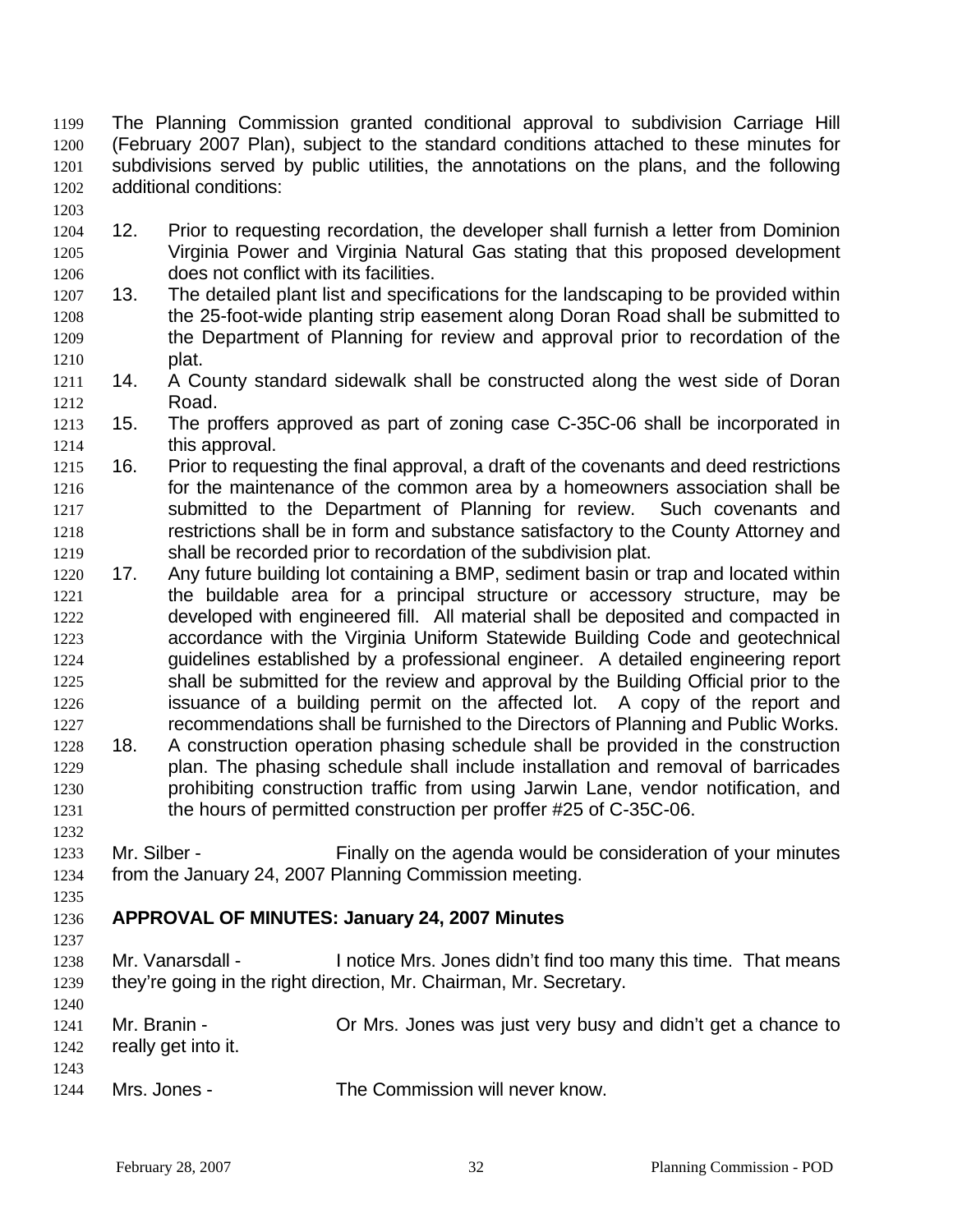The Planning Commission granted conditional approval to subdivision Carriage Hill (February 2007 Plan), subject to the standard conditions attached to these minutes for subdivisions served by public utilities, the annotations on the plans, and the following additional conditions:

12. Prior to requesting recordation, the developer shall furnish a letter from Dominion Virginia Power and Virginia Natural Gas stating that this proposed development does not conflict with its facilities.
13. The detailed plant list and specifications for the landscaping to be provided within the 25-foot-wide planting strip easement along Doran Road shall be submitted to the Department of Planning for review and approval prior to recordation of the plat.
14. A County standard sidewalk shall be constructed along the west side of Doran Road.
15. The proffers approved as part of zoning case C-35C-06 shall be incorporated in this approval.
16. Prior to requesting the final approval, a draft of the covenants and deed restrictions for the maintenance of the common area by a homeowners association shall be submitted to the Department of Planning for review. Such covenants and restrictions shall be in form and substance satisfactory to the County Attorney and shall be recorded prior to recordation of the subdivision plat.
17. Any future building lot containing a BMP, sediment basin or trap and located within the buildable area for a principal structure or accessory structure, may be developed with engineered fill. All material shall be deposited and compacted in accordance with the Virginia Uniform Statewide Building Code and geotechnical guidelines established by a professional engineer. A detailed engineering report shall be submitted for the review and approval by the Building Official prior to the issuance of a building permit on the affected lot. A copy of the report and recommendations shall be furnished to the Directors of Planning and Public Works.
18. A construction operation phasing schedule shall be provided in the construction plan. The phasing schedule shall include installation and removal of barricades prohibiting construction traffic from using Jarwin Lane, vendor notification, and the hours of permitted construction per proffer #25 of C-35C-06.

Mr. Silber - Finally on the agenda would be consideration of your minutes from the January 24, 2007 Planning Commission meeting.

**APPROVAL OF MINUTES: January 24, 2007 Minutes**

Mr. Vanarsdall - I notice Mrs. Jones didn't find too many this time. That means they're going in the right direction, Mr. Chairman, Mr. Secretary.

Mr. Branin - Or Mrs. Jones was just very busy and didn't get a chance to really get into it.

Mrs. Jones - The Commission will never know.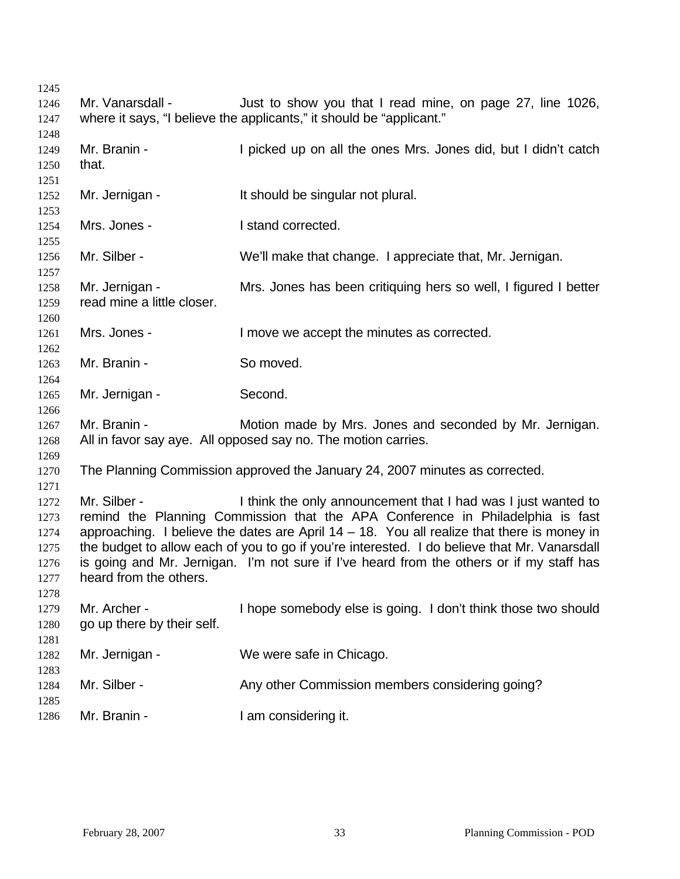Mr. Vanarsdall - Just to show you that I read mine, on page 27, line 1026, where it says, "I believe the applicants," it should be "applicant."

Mr. Branin - I picked up on all the ones Mrs. Jones did, but I didn't catch that.

Mr. Jernigan - It should be singular not plural.

Mrs. Jones - I stand corrected.

Mr. Silber - We'll make that change. I appreciate that, Mr. Jernigan.

Mr. Jernigan - Mrs. Jones has been critiquing hers so well, I figured I better read mine a little closer.

Mrs. Jones - I move we accept the minutes as corrected.

Mr. Branin - So moved.

Mr. Jernigan - Second.

Mr. Branin - Motion made by Mrs. Jones and seconded by Mr. Jernigan. All in favor say aye. All opposed say no. The motion carries.

The Planning Commission approved the January 24, 2007 minutes as corrected.

Mr. Silber - I think the only announcement that I had was I just wanted to remind the Planning Commission that the APA Conference in Philadelphia is fast approaching. I believe the dates are April 14 – 18. You all realize that there is money in the budget to allow each of you to go if you're interested. I do believe that Mr. Vanarsdall is going and Mr. Jernigan. I'm not sure if I've heard from the others or if my staff has heard from the others.

Mr. Archer - I hope somebody else is going. I don't think those two should go up there by their self.

Mr. Jernigan - We were safe in Chicago.

Mr. Silber - Any other Commission members considering going?

Mr. Branin - I am considering it.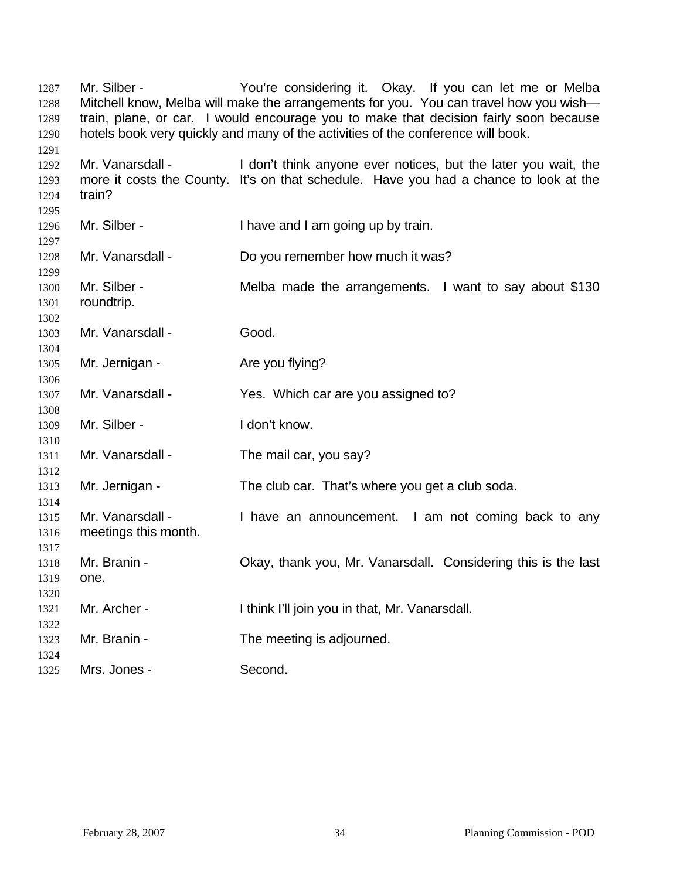Mr. Silber - You're considering it. Okay. If you can let me or Melba Mitchell know, Melba will make the arrangements for you. You can travel how you wish—train, plane, or car. I would encourage you to make that decision fairly soon because hotels book very quickly and many of the activities of the conference will book.

Mr. Vanarsdall - I don't think anyone ever notices, but the later you wait, the more it costs the County. It's on that schedule. Have you had a chance to look at the train?

Mr. Silber - I have and I am going up by train.

Mr. Vanarsdall - Do you remember how much it was?

Mr. Silber - Melba made the arrangements. I want to say about $130 roundtrip.

Mr. Vanarsdall - Good.

Mr. Jernigan - Are you flying?

Mr. Vanarsdall - Yes. Which car are you assigned to?

Mr. Silber - I don't know.

Mr. Vanarsdall - The mail car, you say?

Mr. Jernigan - The club car. That's where you get a club soda.

Mr. Vanarsdall - I have an announcement. I am not coming back to any meetings this month.

Mr. Branin - Okay, thank you, Mr. Vanarsdall. Considering this is the last one.

Mr. Archer - I think I'll join you in that, Mr. Vanarsdall.

Mr. Branin - The meeting is adjourned.

Mrs. Jones - Second.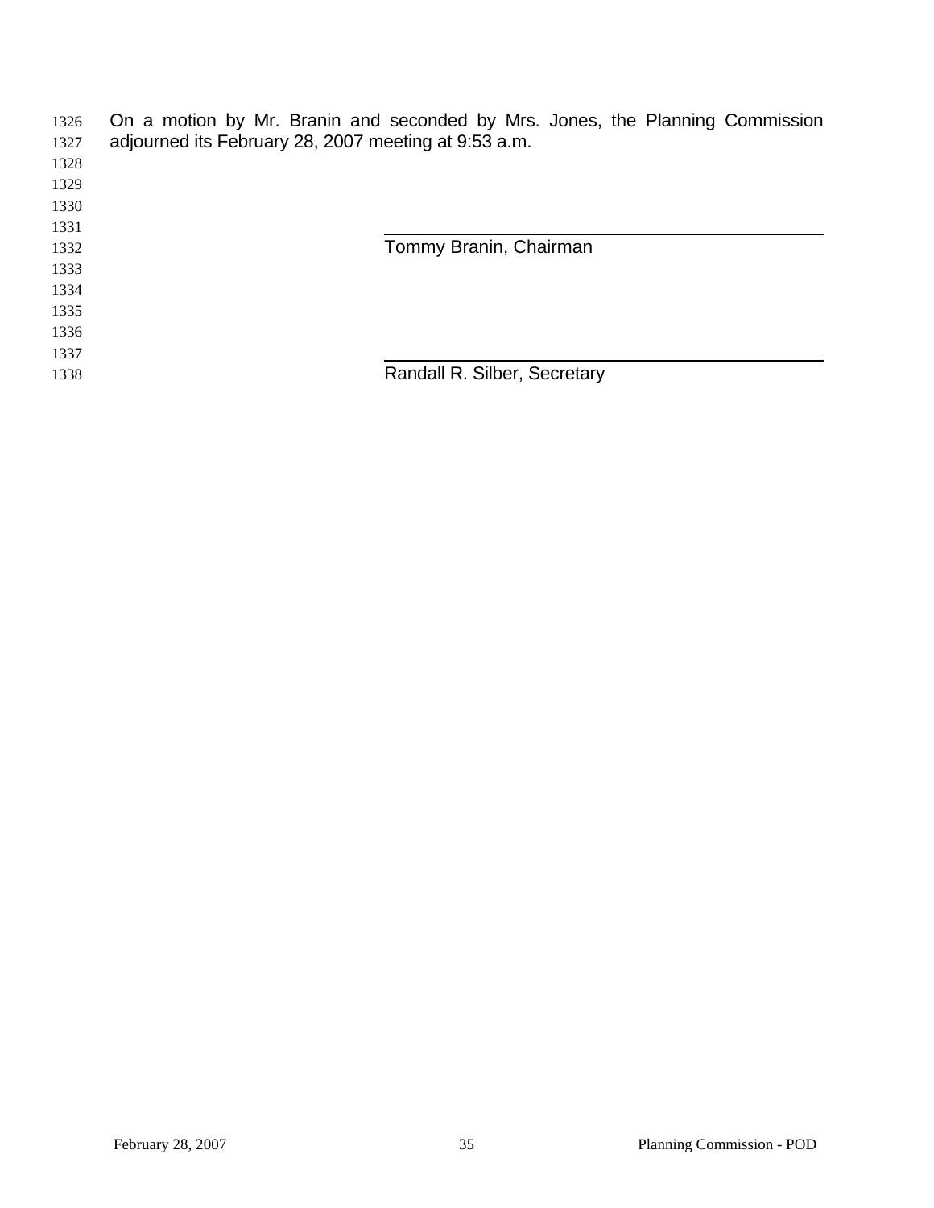On a motion by Mr. Branin and seconded by Mrs. Jones, the Planning Commission adjourned its February 28, 2007 meeting at 9:53 a.m.

\_\_\_\_\_\_\_\_\_\_\_\_\_\_\_\_\_\_\_\_\_\_\_\_\_\_\_\_\_\_\_\_\_\_\_\_\_\_\_\_

Tommy Branin, Chairman

\_\_\_\_\_\_\_\_\_\_\_\_\_\_\_\_\_\_\_\_\_\_\_\_\_\_\_\_\_\_\_\_\_\_\_\_\_\_\_\_

Randall R. Silber, Secretary